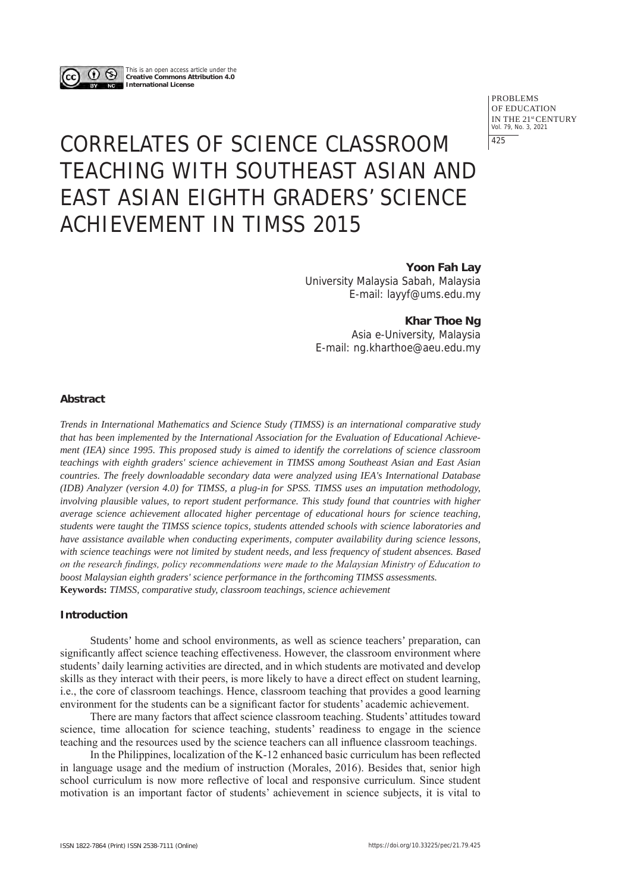This is an open access article under the **Creative Commons Attribution 4.0 International License**

# CORRELATES OF SCIENCE CLASSROOM TEACHING WITH SOUTHEAST ASIAN AND EAST ASIAN EIGHTH GRADERS' SCIENCE ACHIEVEMENT IN TIMSS 2015

**Yoon Fah Lay**
University Malaysia Sabah, Malaysia
E-mail: layyf@ums.edu.my

**Khar Thoe Ng**
Asia e-University, Malaysia
E-mail: ng.kharthoe@aeu.edu.my

## Abstract

*Trends in International Mathematics and Science Study (TIMSS) is an international comparative study that has been implemented by the International Association for the Evaluation of Educational Achievement (IEA) since 1995. This proposed study is aimed to identify the correlations of science classroom teachings with eighth graders' science achievement in TIMSS among Southeast Asian and East Asian countries. The freely downloadable secondary data were analyzed using IEA's International Database (IDB) Analyzer (version 4.0) for TIMSS, a plug-in for SPSS. TIMSS uses an imputation methodology, involving plausible values, to report student performance. This study found that countries with higher average science achievement allocated higher percentage of educational hours for science teaching, students were taught the TIMSS science topics, students attended schools with science laboratories and have assistance available when conducting experiments, computer availability during science lessons, with science teachings were not limited by student needs, and less frequency of student absences. Based on the research findings, policy recommendations were made to the Malaysian Ministry of Education to boost Malaysian eighth graders' science performance in the forthcoming TIMSS assessments.*

**Keywords:** *TIMSS, comparative study, classroom teachings, science achievement*

## Introduction

Students' home and school environments, as well as science teachers' preparation, can significantly affect science teaching effectiveness. However, the classroom environment where students' daily learning activities are directed, and in which students are motivated and develop skills as they interact with their peers, is more likely to have a direct effect on student learning, i.e., the core of classroom teachings. Hence, classroom teaching that provides a good learning environment for the students can be a significant factor for students' academic achievement.

There are many factors that affect science classroom teaching. Students' attitudes toward science, time allocation for science teaching, students' readiness to engage in the science teaching and the resources used by the science teachers can all influence classroom teachings.

In the Philippines, localization of the K-12 enhanced basic curriculum has been reflected in language usage and the medium of instruction (Morales, 2016). Besides that, senior high school curriculum is now more reflective of local and responsive curriculum. Since student motivation is an important factor of students' achievement in science subjects, it is vital to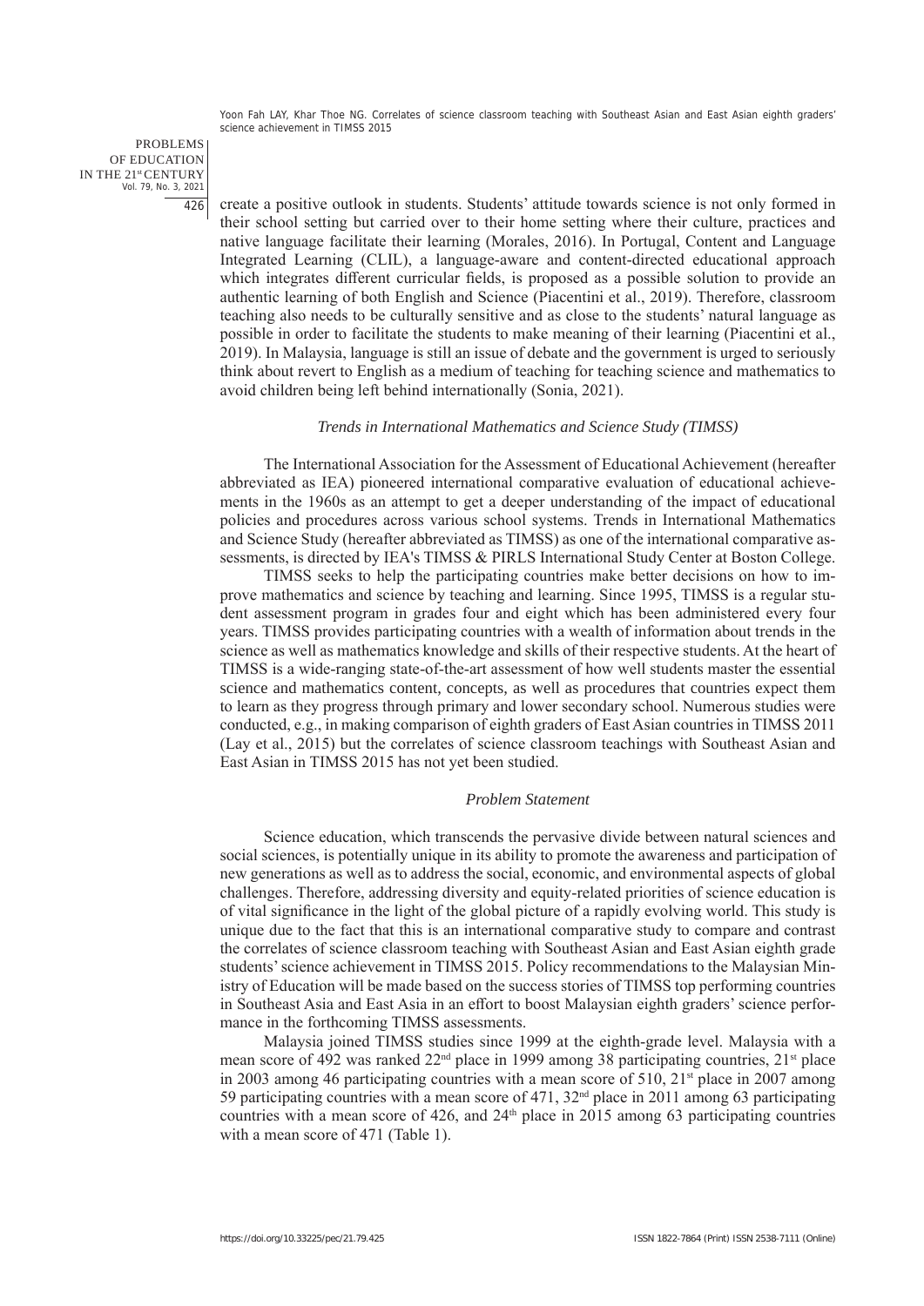create a positive outlook in students. Students' attitude towards science is not only formed in their school setting but carried over to their home setting where their culture, practices and native language facilitate their learning (Morales, 2016). In Portugal, Content and Language Integrated Learning (CLIL), a language-aware and content-directed educational approach which integrates different curricular fields, is proposed as a possible solution to provide an authentic learning of both English and Science (Piacentini et al., 2019). Therefore, classroom teaching also needs to be culturally sensitive and as close to the students' natural language as possible in order to facilitate the students to make meaning of their learning (Piacentini et al., 2019). In Malaysia, language is still an issue of debate and the government is urged to seriously think about revert to English as a medium of teaching for teaching science and mathematics to avoid children being left behind internationally (Sonia, 2021).

### *Trends in International Mathematics and Science Study (TIMSS)*

The International Association for the Assessment of Educational Achievement (hereafter abbreviated as IEA) pioneered international comparative evaluation of educational achievements in the 1960s as an attempt to get a deeper understanding of the impact of educational policies and procedures across various school systems. Trends in International Mathematics and Science Study (hereafter abbreviated as TIMSS) as one of the international comparative assessments, is directed by IEA's TIMSS & PIRLS International Study Center at Boston College.

TIMSS seeks to help the participating countries make better decisions on how to improve mathematics and science by teaching and learning. Since 1995, TIMSS is a regular student assessment program in grades four and eight which has been administered every four years. TIMSS provides participating countries with a wealth of information about trends in the science as well as mathematics knowledge and skills of their respective students. At the heart of TIMSS is a wide-ranging state-of-the-art assessment of how well students master the essential science and mathematics content, concepts, as well as procedures that countries expect them to learn as they progress through primary and lower secondary school. Numerous studies were conducted, e.g., in making comparison of eighth graders of East Asian countries in TIMSS 2011 (Lay et al., 2015) but the correlates of science classroom teachings with Southeast Asian and East Asian in TIMSS 2015 has not yet been studied.

### *Problem Statement*

Science education, which transcends the pervasive divide between natural sciences and social sciences, is potentially unique in its ability to promote the awareness and participation of new generations as well as to address the social, economic, and environmental aspects of global challenges. Therefore, addressing diversity and equity-related priorities of science education is of vital significance in the light of the global picture of a rapidly evolving world. This study is unique due to the fact that this is an international comparative study to compare and contrast the correlates of science classroom teaching with Southeast Asian and East Asian eighth grade students' science achievement in TIMSS 2015. Policy recommendations to the Malaysian Ministry of Education will be made based on the success stories of TIMSS top performing countries in Southeast Asia and East Asia in an effort to boost Malaysian eighth graders' science performance in the forthcoming TIMSS assessments.

Malaysia joined TIMSS studies since 1999 at the eighth-grade level. Malaysia with a mean score of 492 was ranked 22nd place in 1999 among 38 participating countries, 21st place in 2003 among 46 participating countries with a mean score of 510, 21st place in 2007 among 59 participating countries with a mean score of 471, 32nd place in 2011 among 63 participating countries with a mean score of 426, and 24th place in 2015 among 63 participating countries with a mean score of 471 (Table 1).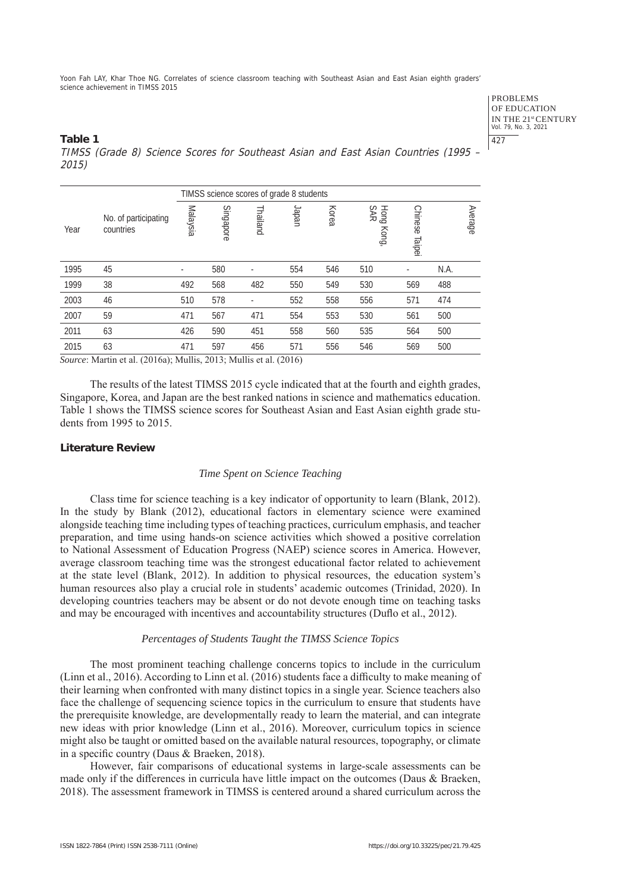**Table 1**

*TIMSS (Grade 8) Science Scores for Southeast Asian and East Asian Countries (1995 – 2015)*

| Year | No. of participating countries | TIMSS science scores of grade 8 students | | | | | | | |
|---|---|---|---|---|---|---|---|---|---|
| | | Malaysia | Singapore | Thailand | Japan | Korea | Hong Kong, SAR | Chinese Taipei | Average |
| 1995 | 45 | - | 580 | - | 554 | 546 | 510 | - | N.A. |
| 1999 | 38 | 492 | 568 | 482 | 550 | 549 | 530 | 569 | 488 |
| 2003 | 46 | 510 | 578 | - | 552 | 558 | 556 | 571 | 474 |
| 2007 | 59 | 471 | 567 | 471 | 554 | 553 | 530 | 561 | 500 |
| 2011 | 63 | 426 | 590 | 451 | 558 | 560 | 535 | 564 | 500 |
| 2015 | 63 | 471 | 597 | 456 | 571 | 556 | 546 | 569 | 500 |

*Source*: Martin et al. (2016a); Mullis, 2013; Mullis et al. (2016)

The results of the latest TIMSS 2015 cycle indicated that at the fourth and eighth grades, Singapore, Korea, and Japan are the best ranked nations in science and mathematics education. Table 1 shows the TIMSS science scores for Southeast Asian and East Asian eighth grade students from 1995 to 2015.

## Literature Review

### *Time Spent on Science Teaching*

Class time for science teaching is a key indicator of opportunity to learn (Blank, 2012). In the study by Blank (2012), educational factors in elementary science were examined alongside teaching time including types of teaching practices, curriculum emphasis, and teacher preparation, and time using hands-on science activities which showed a positive correlation to National Assessment of Education Progress (NAEP) science scores in America. However, average classroom teaching time was the strongest educational factor related to achievement at the state level (Blank, 2012). In addition to physical resources, the education system's human resources also play a crucial role in students' academic outcomes (Trinidad, 2020). In developing countries teachers may be absent or do not devote enough time on teaching tasks and may be encouraged with incentives and accountability structures (Duflo et al., 2012).

### *Percentages of Students Taught the TIMSS Science Topics*

The most prominent teaching challenge concerns topics to include in the curriculum (Linn et al., 2016). According to Linn et al. (2016) students face a difficulty to make meaning of their learning when confronted with many distinct topics in a single year. Science teachers also face the challenge of sequencing science topics in the curriculum to ensure that students have the prerequisite knowledge, are developmentally ready to learn the material, and can integrate new ideas with prior knowledge (Linn et al., 2016). Moreover, curriculum topics in science might also be taught or omitted based on the available natural resources, topography, or climate in a specific country (Daus & Braeken, 2018).

However, fair comparisons of educational systems in large-scale assessments can be made only if the differences in curricula have little impact on the outcomes (Daus & Braeken, 2018). The assessment framework in TIMSS is centered around a shared curriculum across the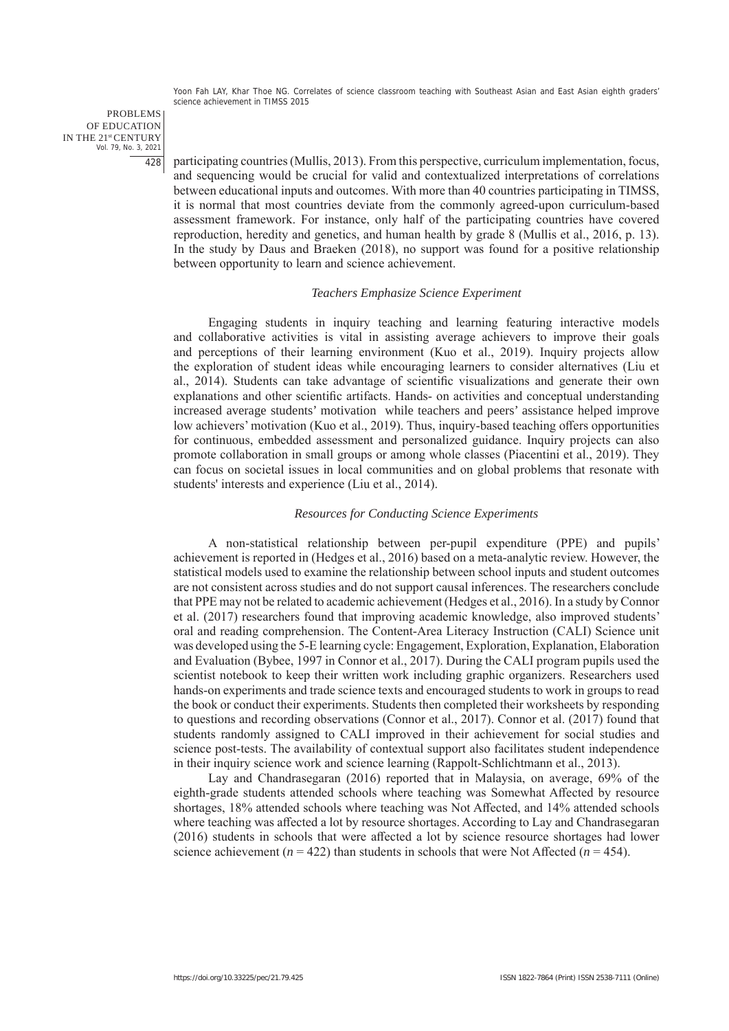participating countries (Mullis, 2013). From this perspective, curriculum implementation, focus, and sequencing would be crucial for valid and contextualized interpretations of correlations between educational inputs and outcomes. With more than 40 countries participating in TIMSS, it is normal that most countries deviate from the commonly agreed-upon curriculum-based assessment framework. For instance, only half of the participating countries have covered reproduction, heredity and genetics, and human health by grade 8 (Mullis et al., 2016, p. 13). In the study by Daus and Braeken (2018), no support was found for a positive relationship between opportunity to learn and science achievement.

### *Teachers Emphasize Science Experiment*

Engaging students in inquiry teaching and learning featuring interactive models and collaborative activities is vital in assisting average achievers to improve their goals and perceptions of their learning environment (Kuo et al., 2019). Inquiry projects allow the exploration of student ideas while encouraging learners to consider alternatives (Liu et al., 2014). Students can take advantage of scientific visualizations and generate their own explanations and other scientific artifacts. Hands- on activities and conceptual understanding increased average students' motivation while teachers and peers' assistance helped improve low achievers' motivation (Kuo et al., 2019). Thus, inquiry-based teaching offers opportunities for continuous, embedded assessment and personalized guidance. Inquiry projects can also promote collaboration in small groups or among whole classes (Piacentini et al., 2019). They can focus on societal issues in local communities and on global problems that resonate with students' interests and experience (Liu et al., 2014).

### *Resources for Conducting Science Experiments*

A non-statistical relationship between per-pupil expenditure (PPE) and pupils' achievement is reported in (Hedges et al., 2016) based on a meta-analytic review. However, the statistical models used to examine the relationship between school inputs and student outcomes are not consistent across studies and do not support causal inferences. The researchers conclude that PPE may not be related to academic achievement (Hedges et al., 2016). In a study by Connor et al. (2017) researchers found that improving academic knowledge, also improved students' oral and reading comprehension. The Content-Area Literacy Instruction (CALI) Science unit was developed using the 5-E learning cycle: Engagement, Exploration, Explanation, Elaboration and Evaluation (Bybee, 1997 in Connor et al., 2017). During the CALI program pupils used the scientist notebook to keep their written work including graphic organizers. Researchers used hands-on experiments and trade science texts and encouraged students to work in groups to read the book or conduct their experiments. Students then completed their worksheets by responding to questions and recording observations (Connor et al., 2017). Connor et al. (2017) found that students randomly assigned to CALI improved in their achievement for social studies and science post-tests. The availability of contextual support also facilitates student independence in their inquiry science work and science learning (Rappolt-Schlichtmann et al., 2013).

Lay and Chandrasegaran (2016) reported that in Malaysia, on average, 69% of the eighth-grade students attended schools where teaching was Somewhat Affected by resource shortages, 18% attended schools where teaching was Not Affected, and 14% attended schools where teaching was affected a lot by resource shortages. According to Lay and Chandrasegaran (2016) students in schools that were affected a lot by science resource shortages had lower science achievement ($n = 422$) than students in schools that were Not Affected ($n = 454$).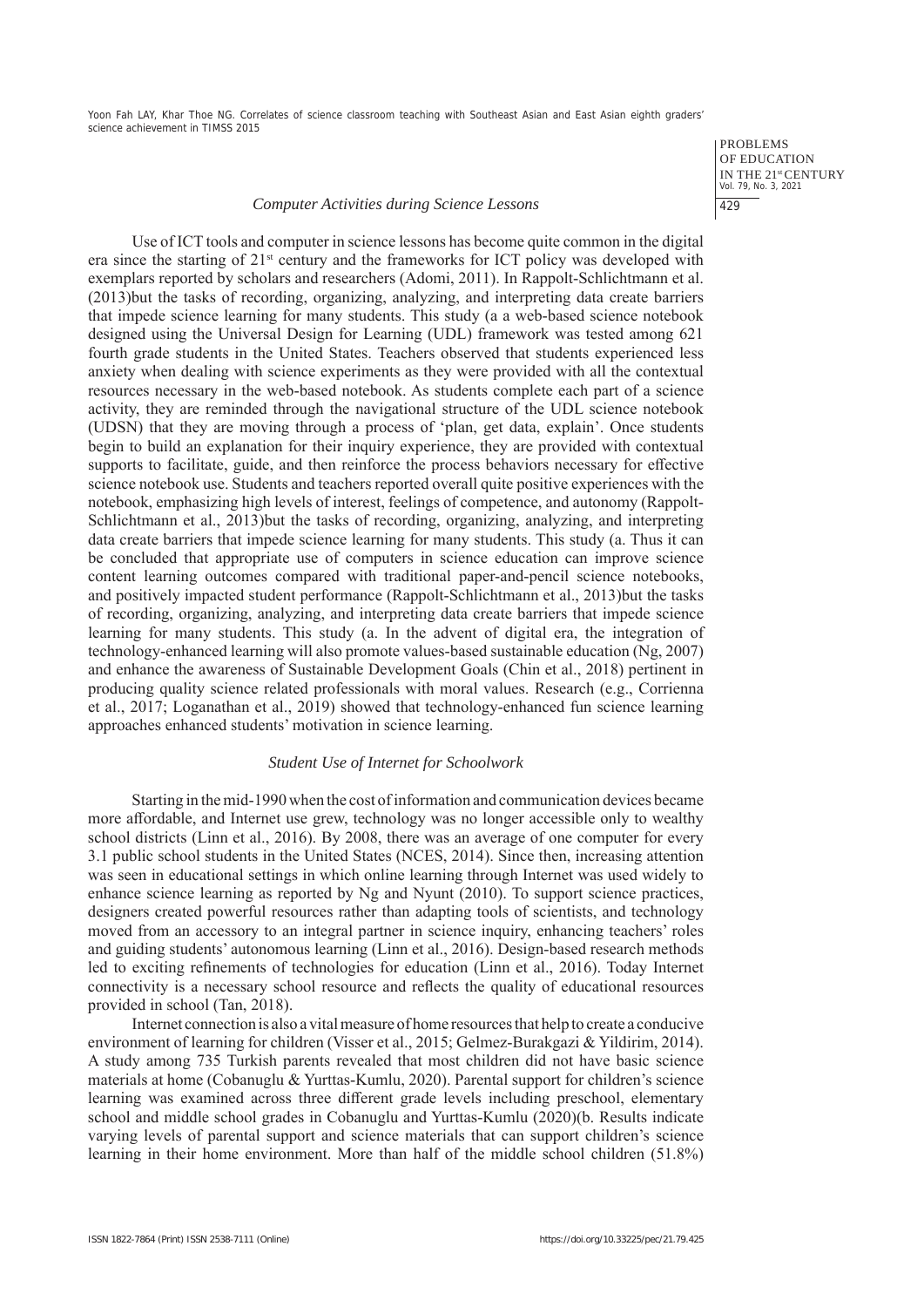### *Computer Activities during Science Lessons*

Use of ICT tools and computer in science lessons has become quite common in the digital era since the starting of 21st century and the frameworks for ICT policy was developed with exemplars reported by scholars and researchers (Adomi, 2011). In Rappolt-Schlichtmann et al. (2013)but the tasks of recording, organizing, analyzing, and interpreting data create barriers that impede science learning for many students. This study (a a web-based science notebook designed using the Universal Design for Learning (UDL) framework was tested among 621 fourth grade students in the United States. Teachers observed that students experienced less anxiety when dealing with science experiments as they were provided with all the contextual resources necessary in the web-based notebook. As students complete each part of a science activity, they are reminded through the navigational structure of the UDL science notebook (UDSN) that they are moving through a process of 'plan, get data, explain'. Once students begin to build an explanation for their inquiry experience, they are provided with contextual supports to facilitate, guide, and then reinforce the process behaviors necessary for effective science notebook use. Students and teachers reported overall quite positive experiences with the notebook, emphasizing high levels of interest, feelings of competence, and autonomy (Rappolt-Schlichtmann et al., 2013)but the tasks of recording, organizing, analyzing, and interpreting data create barriers that impede science learning for many students. This study (a. Thus it can be concluded that appropriate use of computers in science education can improve science content learning outcomes compared with traditional paper-and-pencil science notebooks, and positively impacted student performance (Rappolt-Schlichtmann et al., 2013)but the tasks of recording, organizing, analyzing, and interpreting data create barriers that impede science learning for many students. This study (a. In the advent of digital era, the integration of technology-enhanced learning will also promote values-based sustainable education (Ng, 2007) and enhance the awareness of Sustainable Development Goals (Chin et al., 2018) pertinent in producing quality science related professionals with moral values. Research (e.g., Corrienna et al., 2017; Loganathan et al., 2019) showed that technology-enhanced fun science learning approaches enhanced students' motivation in science learning.

### *Student Use of Internet for Schoolwork*

Starting in the mid-1990 when the cost of information and communication devices became more affordable, and Internet use grew, technology was no longer accessible only to wealthy school districts (Linn et al., 2016). By 2008, there was an average of one computer for every 3.1 public school students in the United States (NCES, 2014). Since then, increasing attention was seen in educational settings in which online learning through Internet was used widely to enhance science learning as reported by Ng and Nyunt (2010). To support science practices, designers created powerful resources rather than adapting tools of scientists, and technology moved from an accessory to an integral partner in science inquiry, enhancing teachers' roles and guiding students' autonomous learning (Linn et al., 2016). Design-based research methods led to exciting refinements of technologies for education (Linn et al., 2016). Today Internet connectivity is a necessary school resource and reflects the quality of educational resources provided in school (Tan, 2018).

Internet connection is also a vital measure of home resources that help to create a conducive environment of learning for children (Visser et al., 2015; Gelmez-Burakgazi & Yildirim, 2014). A study among 735 Turkish parents revealed that most children did not have basic science materials at home (Cobanuglu & Yurttas-Kumlu, 2020). Parental support for children's science learning was examined across three different grade levels including preschool, elementary school and middle school grades in Cobanuglu and Yurttas-Kumlu (2020)(b. Results indicate varying levels of parental support and science materials that can support children's science learning in their home environment. More than half of the middle school children (51.8%)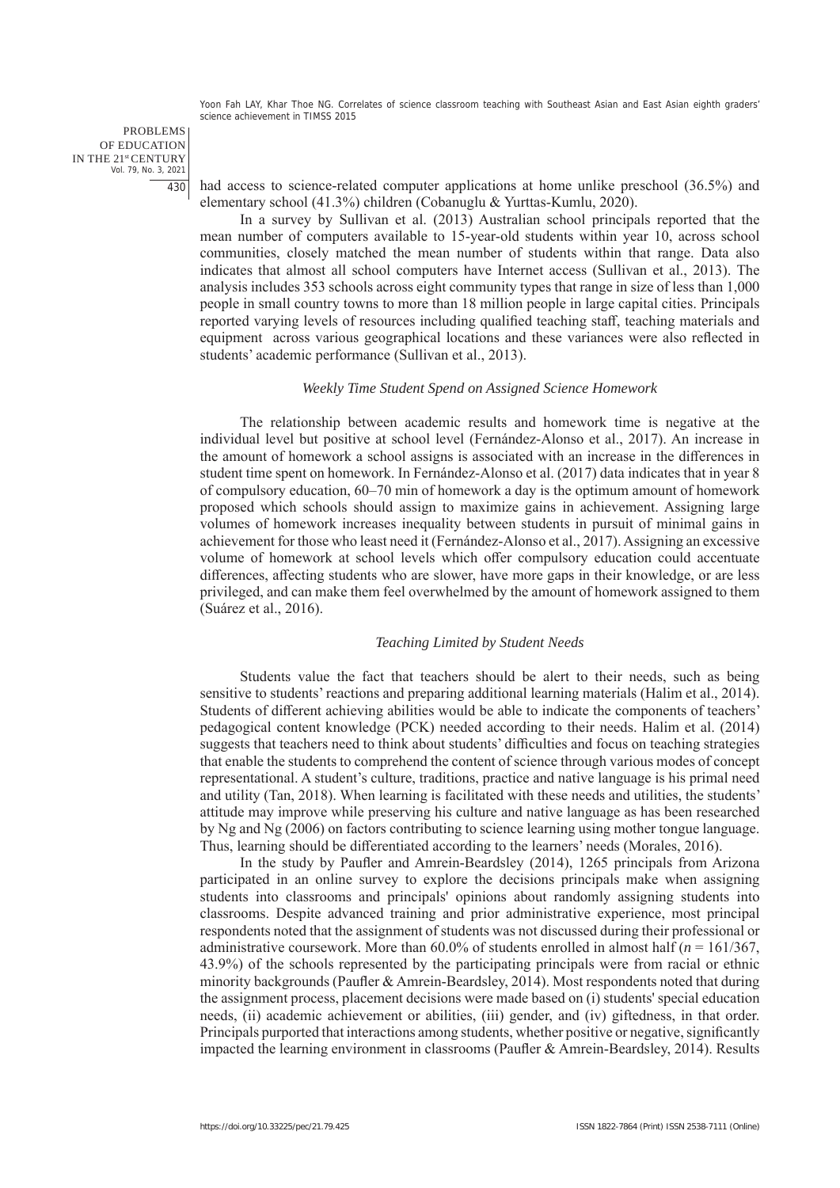had access to science-related computer applications at home unlike preschool (36.5%) and elementary school (41.3%) children (Cobanuglu & Yurttas-Kumlu, 2020).

In a survey by Sullivan et al. (2013) Australian school principals reported that the mean number of computers available to 15-year-old students within year 10, across school communities, closely matched the mean number of students within that range. Data also indicates that almost all school computers have Internet access (Sullivan et al., 2013). The analysis includes 353 schools across eight community types that range in size of less than 1,000 people in small country towns to more than 18 million people in large capital cities. Principals reported varying levels of resources including qualified teaching staff, teaching materials and equipment across various geographical locations and these variances were also reflected in students' academic performance (Sullivan et al., 2013).

### *Weekly Time Student Spend on Assigned Science Homework*

The relationship between academic results and homework time is negative at the individual level but positive at school level (Fernández-Alonso et al., 2017). An increase in the amount of homework a school assigns is associated with an increase in the differences in student time spent on homework. In Fernández-Alonso et al. (2017) data indicates that in year 8 of compulsory education, 60–70 min of homework a day is the optimum amount of homework proposed which schools should assign to maximize gains in achievement. Assigning large volumes of homework increases inequality between students in pursuit of minimal gains in achievement for those who least need it (Fernández-Alonso et al., 2017). Assigning an excessive volume of homework at school levels which offer compulsory education could accentuate differences, affecting students who are slower, have more gaps in their knowledge, or are less privileged, and can make them feel overwhelmed by the amount of homework assigned to them (Suárez et al., 2016).

### *Teaching Limited by Student Needs*

Students value the fact that teachers should be alert to their needs, such as being sensitive to students' reactions and preparing additional learning materials (Halim et al., 2014). Students of different achieving abilities would be able to indicate the components of teachers' pedagogical content knowledge (PCK) needed according to their needs. Halim et al. (2014) suggests that teachers need to think about students' difficulties and focus on teaching strategies that enable the students to comprehend the content of science through various modes of concept representational. A student's culture, traditions, practice and native language is his primal need and utility (Tan, 2018). When learning is facilitated with these needs and utilities, the students' attitude may improve while preserving his culture and native language as has been researched by Ng and Ng (2006) on factors contributing to science learning using mother tongue language. Thus, learning should be differentiated according to the learners' needs (Morales, 2016).

In the study by Paufler and Amrein-Beardsley (2014), 1265 principals from Arizona participated in an online survey to explore the decisions principals make when assigning students into classrooms and principals' opinions about randomly assigning students into classrooms. Despite advanced training and prior administrative experience, most principal respondents noted that the assignment of students was not discussed during their professional or administrative coursework. More than 60.0% of students enrolled in almost half ($n$ = 161/367, 43.9%) of the schools represented by the participating principals were from racial or ethnic minority backgrounds (Paufler & Amrein-Beardsley, 2014). Most respondents noted that during the assignment process, placement decisions were made based on (i) students' special education needs, (ii) academic achievement or abilities, (iii) gender, and (iv) giftedness, in that order. Principals purported that interactions among students, whether positive or negative, significantly impacted the learning environment in classrooms (Paufler & Amrein-Beardsley, 2014). Results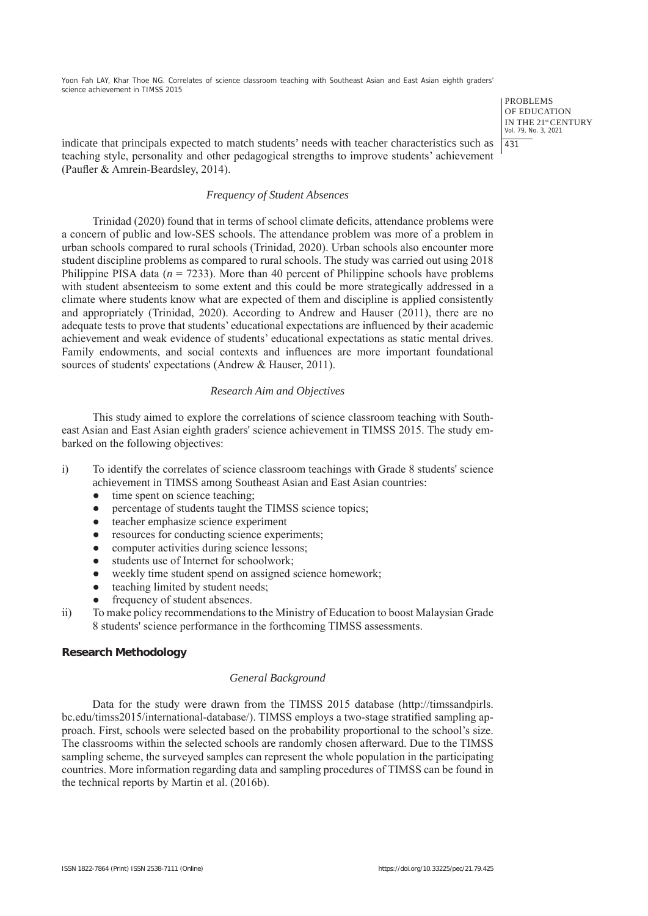indicate that principals expected to match students' needs with teacher characteristics such as teaching style, personality and other pedagogical strengths to improve students' achievement (Paufler & Amrein-Beardsley, 2014).

### *Frequency of Student Absences*

Trinidad (2020) found that in terms of school climate deficits, attendance problems were a concern of public and low-SES schools. The attendance problem was more of a problem in urban schools compared to rural schools (Trinidad, 2020). Urban schools also encounter more student discipline problems as compared to rural schools. The study was carried out using 2018 Philippine PISA data ($n$ = 7233). More than 40 percent of Philippine schools have problems with student absenteeism to some extent and this could be more strategically addressed in a climate where students know what are expected of them and discipline is applied consistently and appropriately (Trinidad, 2020). According to Andrew and Hauser (2011), there are no adequate tests to prove that students' educational expectations are influenced by their academic achievement and weak evidence of students' educational expectations as static mental drives. Family endowments, and social contexts and influences are more important foundational sources of students' expectations (Andrew & Hauser, 2011).

### *Research Aim and Objectives*

This study aimed to explore the correlations of science classroom teaching with Southeast Asian and East Asian eighth graders' science achievement in TIMSS 2015. The study embarked on the following objectives:

i) To identify the correlates of science classroom teachings with Grade 8 students' science achievement in TIMSS among Southeast Asian and East Asian countries:
   - time spent on science teaching;
   - percentage of students taught the TIMSS science topics;
   - teacher emphasize science experiment
   - resources for conducting science experiments;
   - computer activities during science lessons;
   - students use of Internet for schoolwork;
   - weekly time student spend on assigned science homework;
   - teaching limited by student needs;
   - frequency of student absences.

ii) To make policy recommendations to the Ministry of Education to boost Malaysian Grade 8 students' science performance in the forthcoming TIMSS assessments.

## Research Methodology

### *General Background*

Data for the study were drawn from the TIMSS 2015 database (http://timssandpirls.bc.edu/timss2015/international-database/). TIMSS employs a two-stage stratified sampling approach. First, schools were selected based on the probability proportional to the school's size. The classrooms within the selected schools are randomly chosen afterward. Due to the TIMSS sampling scheme, the surveyed samples can represent the whole population in the participating countries. More information regarding data and sampling procedures of TIMSS can be found in the technical reports by Martin et al. (2016b).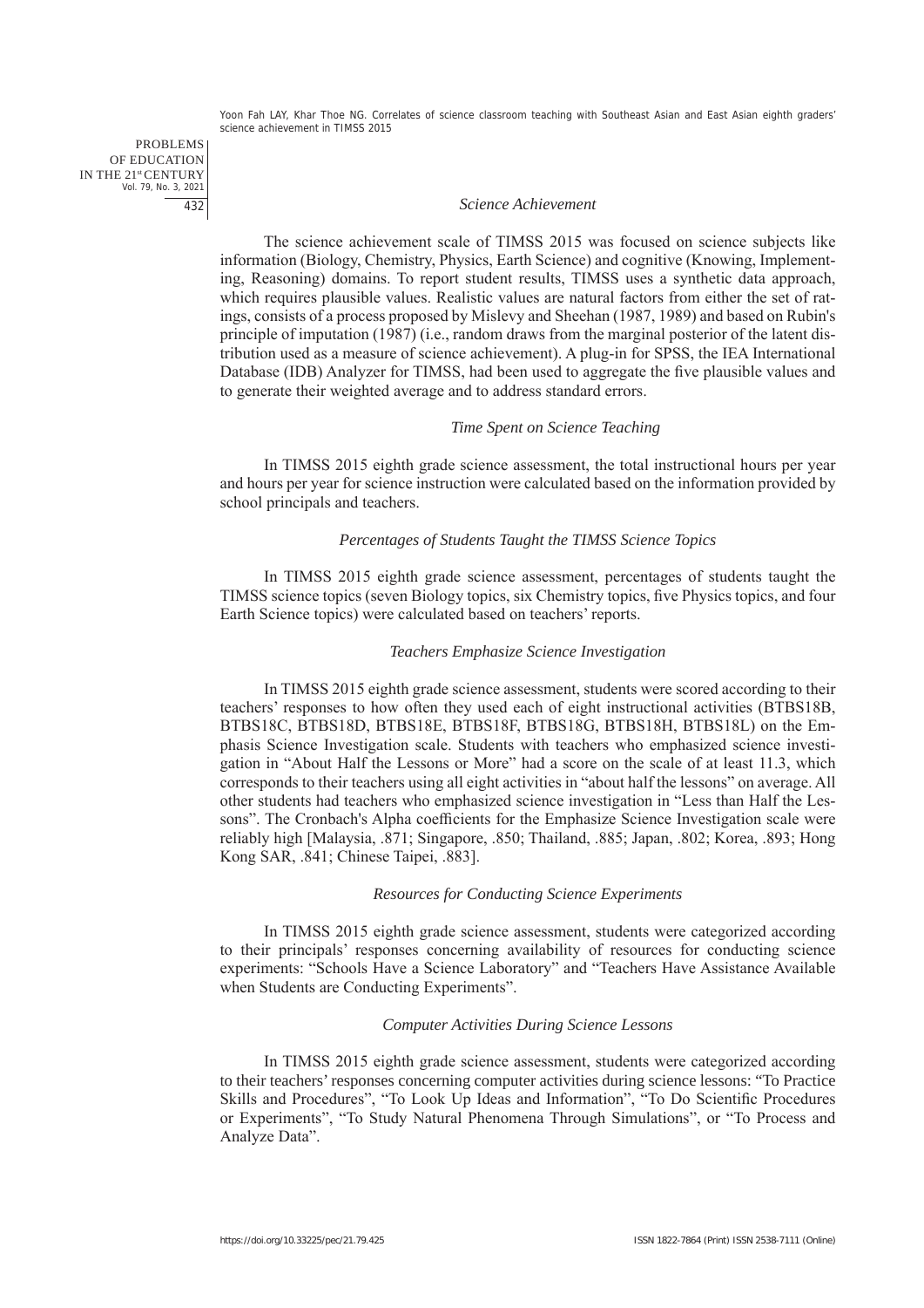*Science Achievement*

The science achievement scale of TIMSS 2015 was focused on science subjects like information (Biology, Chemistry, Physics, Earth Science) and cognitive (Knowing, Implementing, Reasoning) domains. To report student results, TIMSS uses a synthetic data approach, which requires plausible values. Realistic values are natural factors from either the set of ratings, consists of a process proposed by Mislevy and Sheehan (1987, 1989) and based on Rubin's principle of imputation (1987) (i.e., random draws from the marginal posterior of the latent distribution used as a measure of science achievement). A plug-in for SPSS, the IEA International Database (IDB) Analyzer for TIMSS, had been used to aggregate the five plausible values and to generate their weighted average and to address standard errors.

*Time Spent on Science Teaching*

In TIMSS 2015 eighth grade science assessment, the total instructional hours per year and hours per year for science instruction were calculated based on the information provided by school principals and teachers.

*Percentages of Students Taught the TIMSS Science Topics*

In TIMSS 2015 eighth grade science assessment, percentages of students taught the TIMSS science topics (seven Biology topics, six Chemistry topics, five Physics topics, and four Earth Science topics) were calculated based on teachers' reports.

*Teachers Emphasize Science Investigation*

In TIMSS 2015 eighth grade science assessment, students were scored according to their teachers' responses to how often they used each of eight instructional activities (BTBS18B, BTBS18C, BTBS18D, BTBS18E, BTBS18F, BTBS18G, BTBS18H, BTBS18L) on the Emphasis Science Investigation scale. Students with teachers who emphasized science investigation in "About Half the Lessons or More" had a score on the scale of at least 11.3, which corresponds to their teachers using all eight activities in "about half the lessons" on average. All other students had teachers who emphasized science investigation in "Less than Half the Lessons". The Cronbach's Alpha coefficients for the Emphasize Science Investigation scale were reliably high [Malaysia, .871; Singapore, .850; Thailand, .885; Japan, .802; Korea, .893; Hong Kong SAR, .841; Chinese Taipei, .883].

*Resources for Conducting Science Experiments*

In TIMSS 2015 eighth grade science assessment, students were categorized according to their principals' responses concerning availability of resources for conducting science experiments: "Schools Have a Science Laboratory" and "Teachers Have Assistance Available when Students are Conducting Experiments".

*Computer Activities During Science Lessons*

In TIMSS 2015 eighth grade science assessment, students were categorized according to their teachers' responses concerning computer activities during science lessons: "To Practice Skills and Procedures", "To Look Up Ideas and Information", "To Do Scientific Procedures or Experiments", "To Study Natural Phenomena Through Simulations", or "To Process and Analyze Data".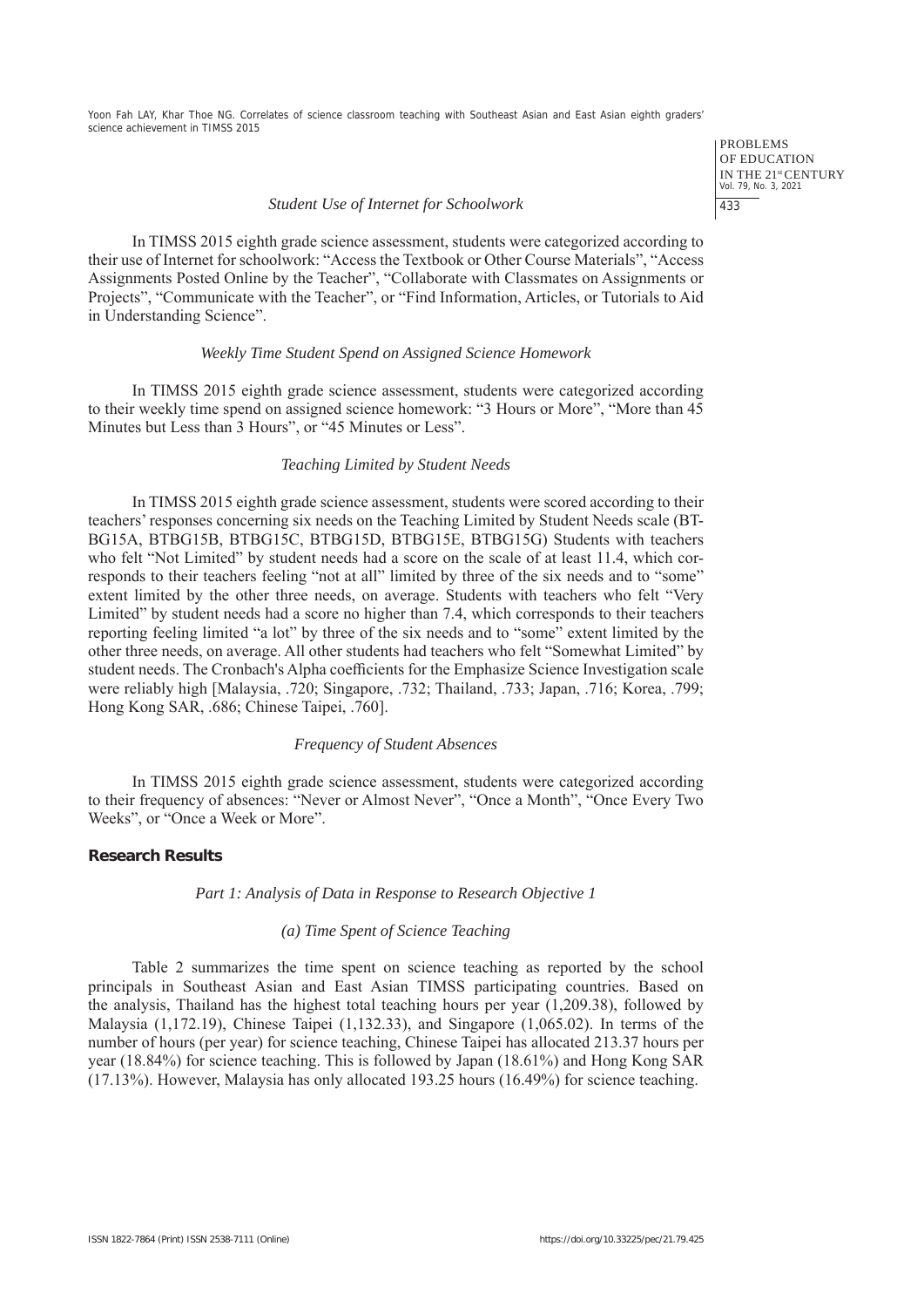*Student Use of Internet for Schoolwork*

In TIMSS 2015 eighth grade science assessment, students were categorized according to their use of Internet for schoolwork: "Access the Textbook or Other Course Materials", "Access Assignments Posted Online by the Teacher", "Collaborate with Classmates on Assignments or Projects", "Communicate with the Teacher", or "Find Information, Articles, or Tutorials to Aid in Understanding Science".

*Weekly Time Student Spend on Assigned Science Homework*

In TIMSS 2015 eighth grade science assessment, students were categorized according to their weekly time spend on assigned science homework: "3 Hours or More", "More than 45 Minutes but Less than 3 Hours", or "45 Minutes or Less".

*Teaching Limited by Student Needs*

In TIMSS 2015 eighth grade science assessment, students were scored according to their teachers' responses concerning six needs on the Teaching Limited by Student Needs scale (BT-BG15A, BTBG15B, BTBG15C, BTBG15D, BTBG15E, BTBG15G) Students with teachers who felt "Not Limited" by student needs had a score on the scale of at least 11.4, which corresponds to their teachers feeling "not at all" limited by three of the six needs and to "some" extent limited by the other three needs, on average. Students with teachers who felt "Very Limited" by student needs had a score no higher than 7.4, which corresponds to their teachers reporting feeling limited "a lot" by three of the six needs and to "some" extent limited by the other three needs, on average. All other students had teachers who felt "Somewhat Limited" by student needs. The Cronbach's Alpha coefficients for the Emphasize Science Investigation scale were reliably high [Malaysia, .720; Singapore, .732; Thailand, .733; Japan, .716; Korea, .799; Hong Kong SAR, .686; Chinese Taipei, .760].

*Frequency of Student Absences*

In TIMSS 2015 eighth grade science assessment, students were categorized according to their frequency of absences: "Never or Almost Never", "Once a Month", "Once Every Two Weeks", or "Once a Week or More".

## Research Results

*Part 1: Analysis of Data in Response to Research Objective 1*

*(a) Time Spent of Science Teaching*

Table 2 summarizes the time spent on science teaching as reported by the school principals in Southeast Asian and East Asian TIMSS participating countries. Based on the analysis, Thailand has the highest total teaching hours per year (1,209.38), followed by Malaysia (1,172.19), Chinese Taipei (1,132.33), and Singapore (1,065.02). In terms of the number of hours (per year) for science teaching, Chinese Taipei has allocated 213.37 hours per year (18.84%) for science teaching. This is followed by Japan (18.61%) and Hong Kong SAR (17.13%). However, Malaysia has only allocated 193.25 hours (16.49%) for science teaching.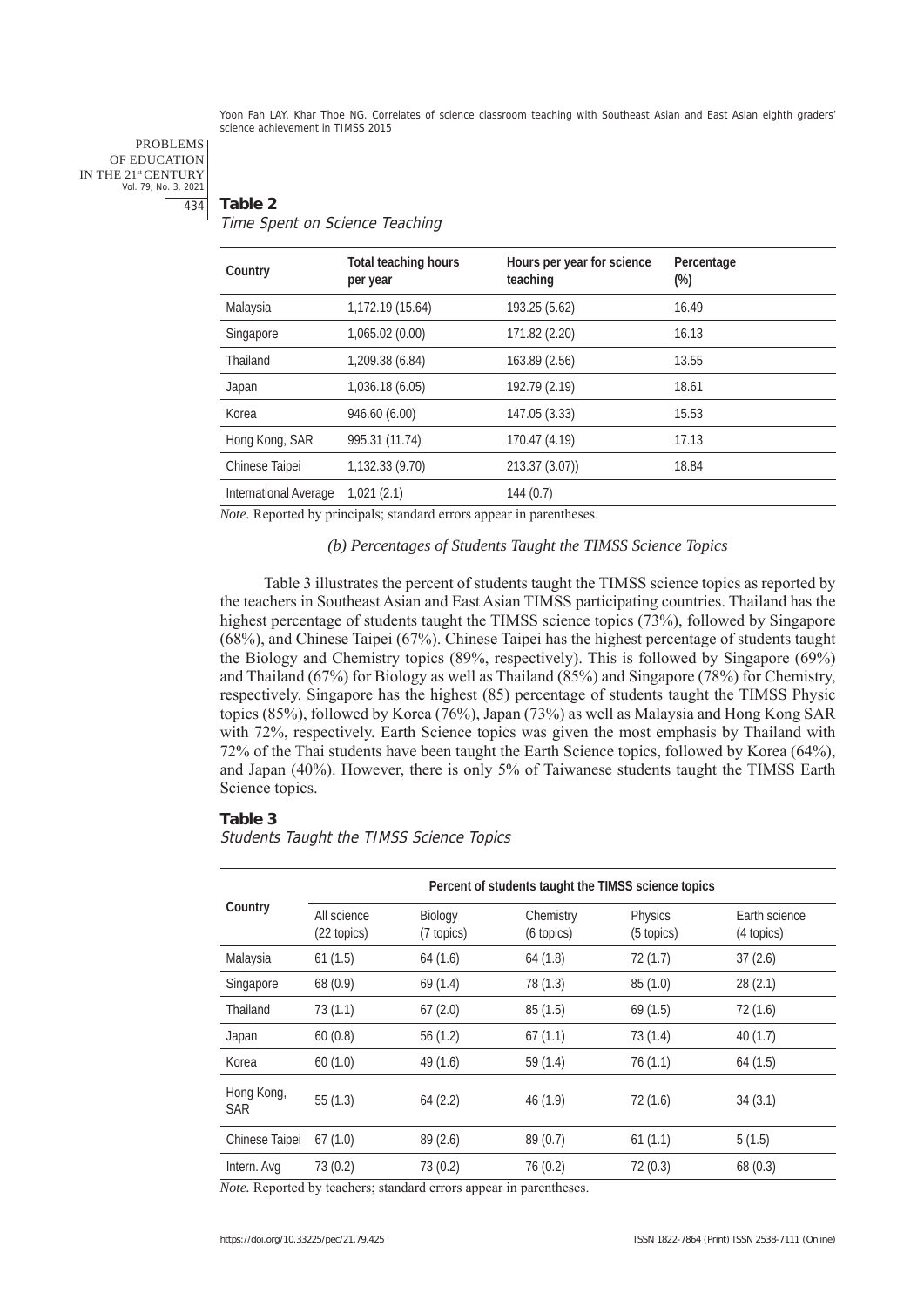**Table 2**

*Time Spent on Science Teaching*

| Country | Total teaching hours per year | Hours per year for science teaching | Percentage (%) |
|---|---|---|---|
| Malaysia | 1,172.19 (15.64) | 193.25 (5.62) | 16.49 |
| Singapore | 1,065.02 (0.00) | 171.82 (2.20) | 16.13 |
| Thailand | 1,209.38 (6.84) | 163.89 (2.56) | 13.55 |
| Japan | 1,036.18 (6.05) | 192.79 (2.19) | 18.61 |
| Korea | 946.60 (6.00) | 147.05 (3.33) | 15.53 |
| Hong Kong, SAR | 995.31 (11.74) | 170.47 (4.19) | 17.13 |
| Chinese Taipei | 1,132.33 (9.70) | 213.37 (3.07)) | 18.84 |
| International Average | 1,021 (2.1) | 144 (0.7) | |

*Note.* Reported by principals; standard errors appear in parentheses.

*(b) Percentages of Students Taught the TIMSS Science Topics*

Table 3 illustrates the percent of students taught the TIMSS science topics as reported by the teachers in Southeast Asian and East Asian TIMSS participating countries. Thailand has the highest percentage of students taught the TIMSS science topics (73%), followed by Singapore (68%), and Chinese Taipei (67%). Chinese Taipei has the highest percentage of students taught the Biology and Chemistry topics (89%, respectively). This is followed by Singapore (69%) and Thailand (67%) for Biology as well as Thailand (85%) and Singapore (78%) for Chemistry, respectively. Singapore has the highest (85) percentage of students taught the TIMSS Physic topics (85%), followed by Korea (76%), Japan (73%) as well as Malaysia and Hong Kong SAR with 72%, respectively. Earth Science topics was given the most emphasis by Thailand with 72% of the Thai students have been taught the Earth Science topics, followed by Korea (64%), and Japan (40%). However, there is only 5% of Taiwanese students taught the TIMSS Earth Science topics.

**Table 3**

*Students Taught the TIMSS Science Topics*

| Country | Percent of students taught the TIMSS science topics | | | | |
|---|---|---|---|---|---|
| | All science (22 topics) | Biology (7 topics) | Chemistry (6 topics) | Physics (5 topics) | Earth science (4 topics) |
| Malaysia | 61 (1.5) | 64 (1.6) | 64 (1.8) | 72 (1.7) | 37 (2.6) |
| Singapore | 68 (0.9) | 69 (1.4) | 78 (1.3) | 85 (1.0) | 28 (2.1) |
| Thailand | 73 (1.1) | 67 (2.0) | 85 (1.5) | 69 (1.5) | 72 (1.6) |
| Japan | 60 (0.8) | 56 (1.2) | 67 (1.1) | 73 (1.4) | 40 (1.7) |
| Korea | 60 (1.0) | 49 (1.6) | 59 (1.4) | 76 (1.1) | 64 (1.5) |
| Hong Kong, SAR | 55 (1.3) | 64 (2.2) | 46 (1.9) | 72 (1.6) | 34 (3.1) |
| Chinese Taipei | 67 (1.0) | 89 (2.6) | 89 (0.7) | 61 (1.1) | 5 (1.5) |
| Intern. Avg | 73 (0.2) | 73 (0.2) | 76 (0.2) | 72 (0.3) | 68 (0.3) |

*Note.* Reported by teachers; standard errors appear in parentheses.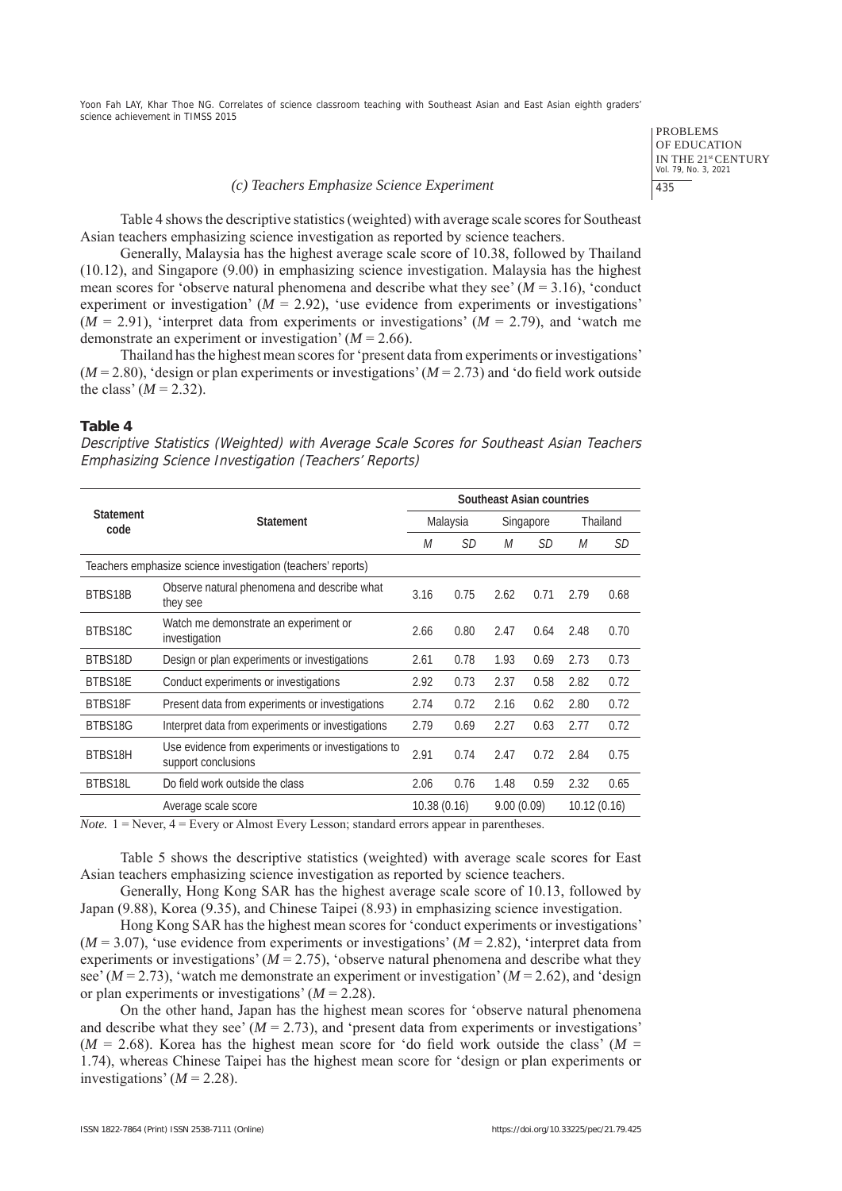### *(c) Teachers Emphasize Science Experiment*

Table 4 shows the descriptive statistics (weighted) with average scale scores for Southeast Asian teachers emphasizing science investigation as reported by science teachers.

Generally, Malaysia has the highest average scale score of 10.38, followed by Thailand (10.12), and Singapore (9.00) in emphasizing science investigation. Malaysia has the highest mean scores for 'observe natural phenomena and describe what they see' ($M$ = 3.16), 'conduct experiment or investigation' ($M$ = 2.92), 'use evidence from experiments or investigations' ($M$ = 2.91), 'interpret data from experiments or investigations' ($M$ = 2.79), and 'watch me demonstrate an experiment or investigation' ($M$ = 2.66).

Thailand has the highest mean scores for 'present data from experiments or investigations' ($M$ = 2.80), 'design or plan experiments or investigations' ($M$ = 2.73) and 'do field work outside the class' ($M$ = 2.32).

**Table 4**

*Descriptive Statistics (Weighted) with Average Scale Scores for Southeast Asian Teachers Emphasizing Science Investigation (Teachers' Reports)*

| Statement code | Statement | Southeast Asian countries | | | | | |
|---|---|---|---|---|---|---|---|
| | | Malaysia | | Singapore | | Thailand | |
| | | *M* | *SD* | *M* | *SD* | *M* | *SD* |
| Teachers emphasize science investigation (teachers' reports) | | | | | | | |
| BTBS18B | Observe natural phenomena and describe what they see | 3.16 | 0.75 | 2.62 | 0.71 | 2.79 | 0.68 |
| BTBS18C | Watch me demonstrate an experiment or investigation | 2.66 | 0.80 | 2.47 | 0.64 | 2.48 | 0.70 |
| BTBS18D | Design or plan experiments or investigations | 2.61 | 0.78 | 1.93 | 0.69 | 2.73 | 0.73 |
| BTBS18E | Conduct experiments or investigations | 2.92 | 0.73 | 2.37 | 0.58 | 2.82 | 0.72 |
| BTBS18F | Present data from experiments or investigations | 2.74 | 0.72 | 2.16 | 0.62 | 2.80 | 0.72 |
| BTBS18G | Interpret data from experiments or investigations | 2.79 | 0.69 | 2.27 | 0.63 | 2.77 | 0.72 |
| BTBS18H | Use evidence from experiments or investigations to support conclusions | 2.91 | 0.74 | 2.47 | 0.72 | 2.84 | 0.75 |
| BTBS18L | Do field work outside the class | 2.06 | 0.76 | 1.48 | 0.59 | 2.32 | 0.65 |
| | Average scale score | 10.38 (0.16) | | 9.00 (0.09) | | 10.12 (0.16) | |

*Note.* 1 = Never, 4 = Every or Almost Every Lesson; standard errors appear in parentheses.

Table 5 shows the descriptive statistics (weighted) with average scale scores for East Asian teachers emphasizing science investigation as reported by science teachers.

Generally, Hong Kong SAR has the highest average scale score of 10.13, followed by Japan (9.88), Korea (9.35), and Chinese Taipei (8.93) in emphasizing science investigation.

Hong Kong SAR has the highest mean scores for 'conduct experiments or investigations' ($M$ = 3.07), 'use evidence from experiments or investigations' ($M$ = 2.82), 'interpret data from experiments or investigations' ($M$ = 2.75), 'observe natural phenomena and describe what they see' ($M$ = 2.73), 'watch me demonstrate an experiment or investigation' ($M$ = 2.62), and 'design or plan experiments or investigations' ($M$ = 2.28).

On the other hand, Japan has the highest mean scores for 'observe natural phenomena and describe what they see' ($M$ = 2.73), and 'present data from experiments or investigations' ($M$ = 2.68). Korea has the highest mean score for 'do field work outside the class' ($M$ = 1.74), whereas Chinese Taipei has the highest mean score for 'design or plan experiments or investigations' ($M$ = 2.28).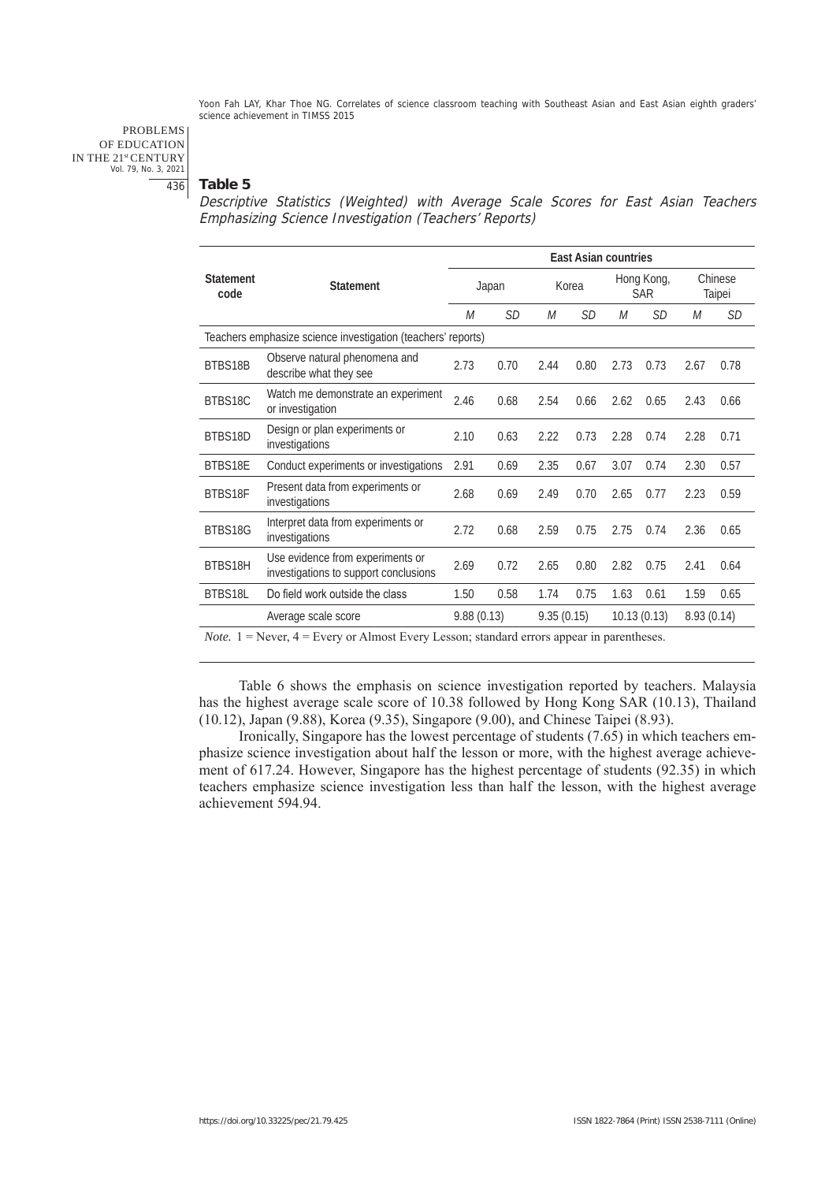**Table 5**

*Descriptive Statistics (Weighted) with Average Scale Scores for East Asian Teachers Emphasizing Science Investigation (Teachers' Reports)*

| Statement code | Statement | East Asian countries | | | | | | | |
|---|---|---|---|---|---|---|---|---|---|
| | | Japan | | Korea | | Hong Kong, SAR | | Chinese Taipei | |
| | | *M* | *SD* | *M* | *SD* | *M* | *SD* | *M* | *SD* |
| Teachers emphasize science investigation (teachers' reports) | | | | | | | | | |
| BTBS18B | Observe natural phenomena and describe what they see | 2.73 | 0.70 | 2.44 | 0.80 | 2.73 | 0.73 | 2.67 | 0.78 |
| BTBS18C | Watch me demonstrate an experiment or investigation | 2.46 | 0.68 | 2.54 | 0.66 | 2.62 | 0.65 | 2.43 | 0.66 |
| BTBS18D | Design or plan experiments or investigations | 2.10 | 0.63 | 2.22 | 0.73 | 2.28 | 0.74 | 2.28 | 0.71 |
| BTBS18E | Conduct experiments or investigations | 2.91 | 0.69 | 2.35 | 0.67 | 3.07 | 0.74 | 2.30 | 0.57 |
| BTBS18F | Present data from experiments or investigations | 2.68 | 0.69 | 2.49 | 0.70 | 2.65 | 0.77 | 2.23 | 0.59 |
| BTBS18G | Interpret data from experiments or investigations | 2.72 | 0.68 | 2.59 | 0.75 | 2.75 | 0.74 | 2.36 | 0.65 |
| BTBS18H | Use evidence from experiments or investigations to support conclusions | 2.69 | 0.72 | 2.65 | 0.80 | 2.82 | 0.75 | 2.41 | 0.64 |
| BTBS18L | Do field work outside the class | 1.50 | 0.58 | 1.74 | 0.75 | 1.63 | 0.61 | 1.59 | 0.65 |
| | Average scale score | 9.88 (0.13) | | 9.35 (0.15) | | 10.13 (0.13) | | 8.93 (0.14) | |

*Note.* 1 = Never, 4 = Every or Almost Every Lesson; standard errors appear in parentheses.

Table 6 shows the emphasis on science investigation reported by teachers. Malaysia has the highest average scale score of 10.38 followed by Hong Kong SAR (10.13), Thailand (10.12), Japan (9.88), Korea (9.35), Singapore (9.00), and Chinese Taipei (8.93).

Ironically, Singapore has the lowest percentage of students (7.65) in which teachers emphasize science investigation about half the lesson or more, with the highest average achievement of 617.24. However, Singapore has the highest percentage of students (92.35) in which teachers emphasize science investigation less than half the lesson, with the highest average achievement 594.94.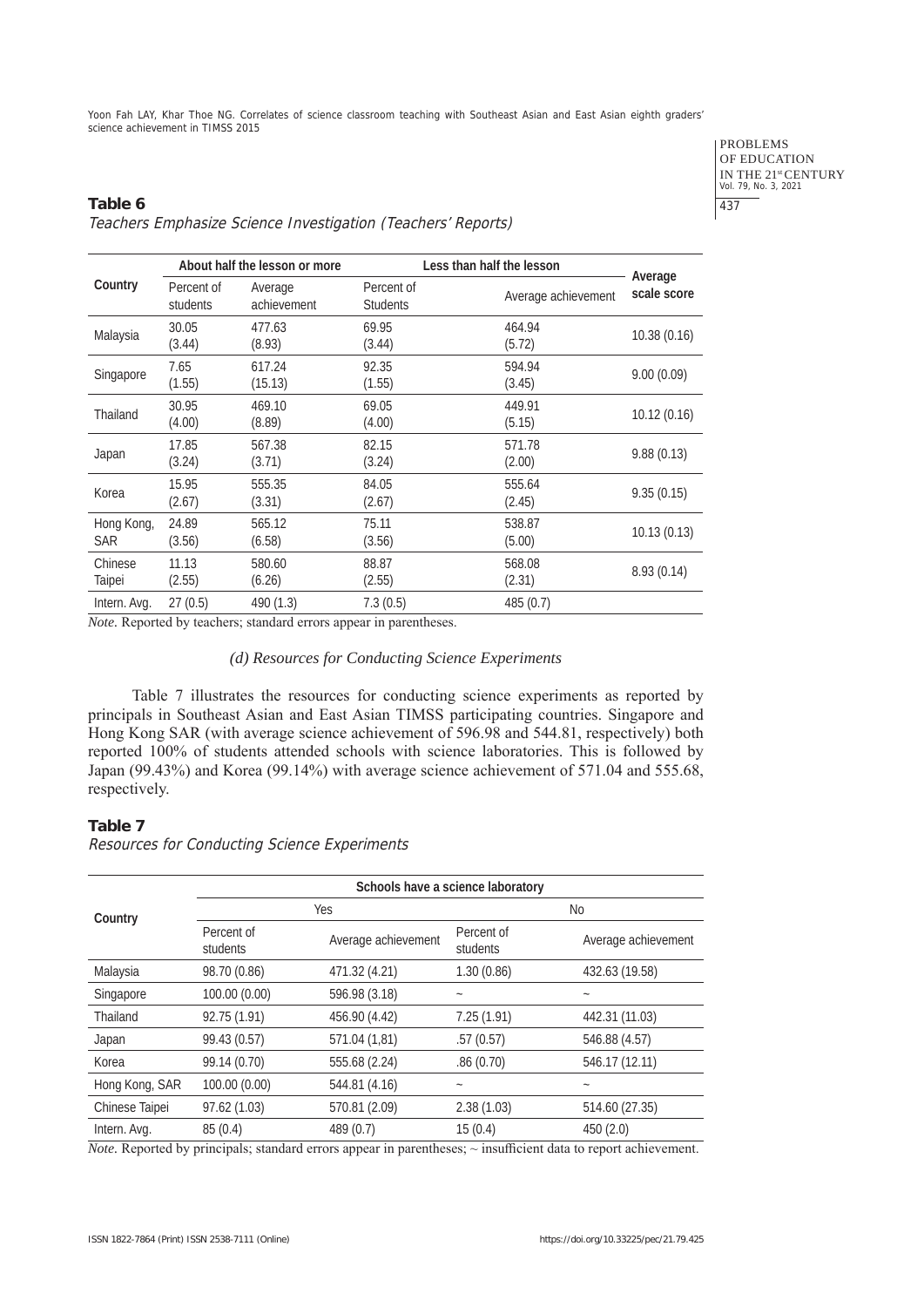**Table 6**

*Teachers Emphasize Science Investigation (Teachers' Reports)*

| Country | About half the lesson or more | | Less than half the lesson | | Average scale score |
|---|---|---|---|---|---|
| | Percent of students | Average achievement | Percent of Students | Average achievement | |
| Malaysia | 30.05 (3.44) | 477.63 (8.93) | 69.95 (3.44) | 464.94 (5.72) | 10.38 (0.16) |
| Singapore | 7.65 (1.55) | 617.24 (15.13) | 92.35 (1.55) | 594.94 (3.45) | 9.00 (0.09) |
| Thailand | 30.95 (4.00) | 469.10 (8.89) | 69.05 (4.00) | 449.91 (5.15) | 10.12 (0.16) |
| Japan | 17.85 (3.24) | 567.38 (3.71) | 82.15 (3.24) | 571.78 (2.00) | 9.88 (0.13) |
| Korea | 15.95 (2.67) | 555.35 (3.31) | 84.05 (2.67) | 555.64 (2.45) | 9.35 (0.15) |
| Hong Kong, SAR | 24.89 (3.56) | 565.12 (6.58) | 75.11 (3.56) | 538.87 (5.00) | 10.13 (0.13) |
| Chinese Taipei | 11.13 (2.55) | 580.60 (6.26) | 88.87 (2.55) | 568.08 (2.31) | 8.93 (0.14) |
| Intern. Avg. | 27 (0.5) | 490 (1.3) | 7.3 (0.5) | 485 (0.7) | |

*Note.* Reported by teachers; standard errors appear in parentheses.

### *(d) Resources for Conducting Science Experiments*

Table 7 illustrates the resources for conducting science experiments as reported by principals in Southeast Asian and East Asian TIMSS participating countries. Singapore and Hong Kong SAR (with average science achievement of 596.98 and 544.81, respectively) both reported 100% of students attended schools with science laboratories. This is followed by Japan (99.43%) and Korea (99.14%) with average science achievement of 571.04 and 555.68, respectively.

**Table 7**

*Resources for Conducting Science Experiments*

| Country | Schools have a science laboratory | | | |
|---|---|---|---|---|
| | Yes | | No | |
| | Percent of students | Average achievement | Percent of students | Average achievement |
| Malaysia | 98.70 (0.86) | 471.32 (4.21) | 1.30 (0.86) | 432.63 (19.58) |
| Singapore | 100.00 (0.00) | 596.98 (3.18) | ~ | ~ |
| Thailand | 92.75 (1.91) | 456.90 (4.42) | 7.25 (1.91) | 442.31 (11.03) |
| Japan | 99.43 (0.57) | 571.04 (1,81) | .57 (0.57) | 546.88 (4.57) |
| Korea | 99.14 (0.70) | 555.68 (2.24) | .86 (0.70) | 546.17 (12.11) |
| Hong Kong, SAR | 100.00 (0.00) | 544.81 (4.16) | ~ | ~ |
| Chinese Taipei | 97.62 (1.03) | 570.81 (2.09) | 2.38 (1.03) | 514.60 (27.35) |
| Intern. Avg. | 85 (0.4) | 489 (0.7) | 15 (0.4) | 450 (2.0) |

*Note.* Reported by principals; standard errors appear in parentheses; ~ insufficient data to report achievement.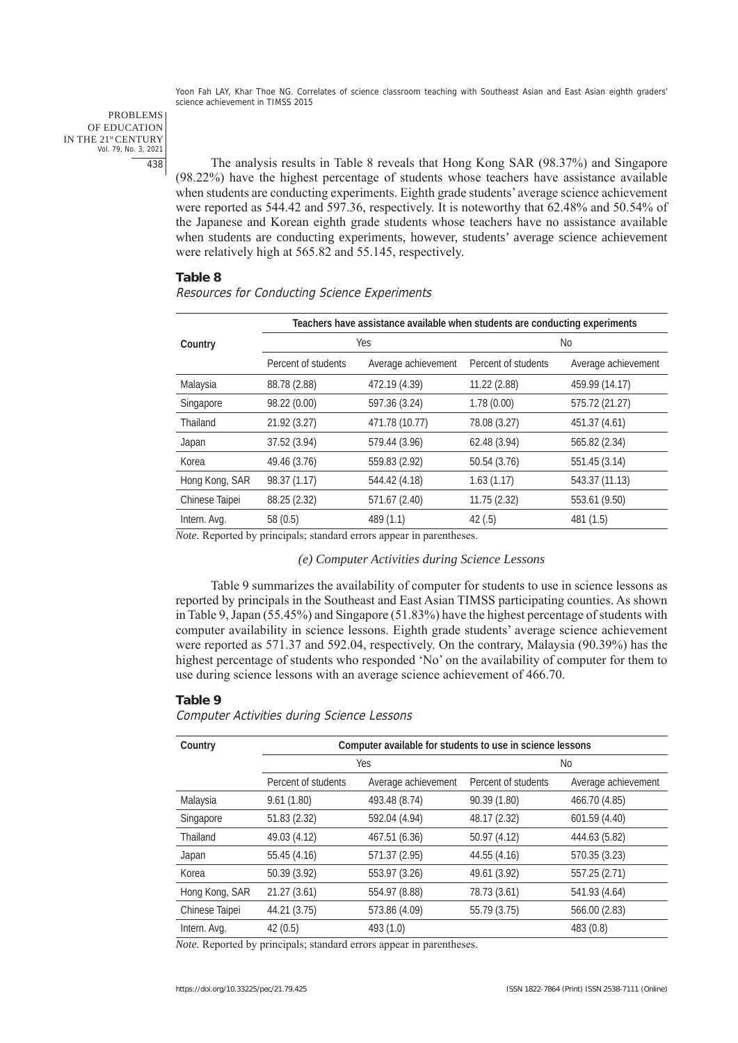The analysis results in Table 8 reveals that Hong Kong SAR (98.37%) and Singapore (98.22%) have the highest percentage of students whose teachers have assistance available when students are conducting experiments. Eighth grade students' average science achievement were reported as 544.42 and 597.36, respectively. It is noteworthy that 62.48% and 50.54% of the Japanese and Korean eighth grade students whose teachers have no assistance available when students are conducting experiments, however, students' average science achievement were relatively high at 565.82 and 55.145, respectively.

**Table 8**

*Resources for Conducting Science Experiments*

| Country | Teachers have assistance available when students are conducting experiments | | | |
|---|---|---|---|---|
| | Yes | | No | |
| | Percent of students | Average achievement | Percent of students | Average achievement |
| Malaysia | 88.78 (2.88) | 472.19 (4.39) | 11.22 (2.88) | 459.99 (14.17) |
| Singapore | 98.22 (0.00) | 597.36 (3.24) | 1.78 (0.00) | 575.72 (21.27) |
| Thailand | 21.92 (3.27) | 471.78 (10.77) | 78.08 (3.27) | 451.37 (4.61) |
| Japan | 37.52 (3.94) | 579.44 (3.96) | 62.48 (3.94) | 565.82 (2.34) |
| Korea | 49.46 (3.76) | 559.83 (2.92) | 50.54 (3.76) | 551.45 (3.14) |
| Hong Kong, SAR | 98.37 (1.17) | 544.42 (4.18) | 1.63 (1.17) | 543.37 (11.13) |
| Chinese Taipei | 88.25 (2.32) | 571.67 (2.40) | 11.75 (2.32) | 553.61 (9.50) |
| Intern. Avg. | 58 (0.5) | 489 (1.1) | 42 (.5) | 481 (1.5) |

*Note.* Reported by principals; standard errors appear in parentheses.

*(e) Computer Activities during Science Lessons*

Table 9 summarizes the availability of computer for students to use in science lessons as reported by principals in the Southeast and East Asian TIMSS participating counties. As shown in Table 9, Japan (55.45%) and Singapore (51.83%) have the highest percentage of students with computer availability in science lessons. Eighth grade students' average science achievement were reported as 571.37 and 592.04, respectively. On the contrary, Malaysia (90.39%) has the highest percentage of students who responded 'No' on the availability of computer for them to use during science lessons with an average science achievement of 466.70.

**Table 9**

*Computer Activities during Science Lessons*

| Country | Computer available for students to use in science lessons | | | |
|---|---|---|---|---|
| | Yes | | No | |
| | Percent of students | Average achievement | Percent of students | Average achievement |
| Malaysia | 9.61 (1.80) | 493.48 (8.74) | 90.39 (1.80) | 466.70 (4.85) |
| Singapore | 51.83 (2.32) | 592.04 (4.94) | 48.17 (2.32) | 601.59 (4.40) |
| Thailand | 49.03 (4.12) | 467.51 (6.36) | 50.97 (4.12) | 444.63 (5.82) |
| Japan | 55.45 (4.16) | 571.37 (2.95) | 44.55 (4.16) | 570.35 (3.23) |
| Korea | 50.39 (3.92) | 553.97 (3.26) | 49.61 (3.92) | 557.25 (2.71) |
| Hong Kong, SAR | 21.27 (3.61) | 554.97 (8.88) | 78.73 (3.61) | 541.93 (4.64) |
| Chinese Taipei | 44.21 (3.75) | 573.86 (4.09) | 55.79 (3.75) | 566.00 (2.83) |
| Intern. Avg. | 42 (0.5) | 493 (1.0) | | 483 (0.8) |

*Note.* Reported by principals; standard errors appear in parentheses.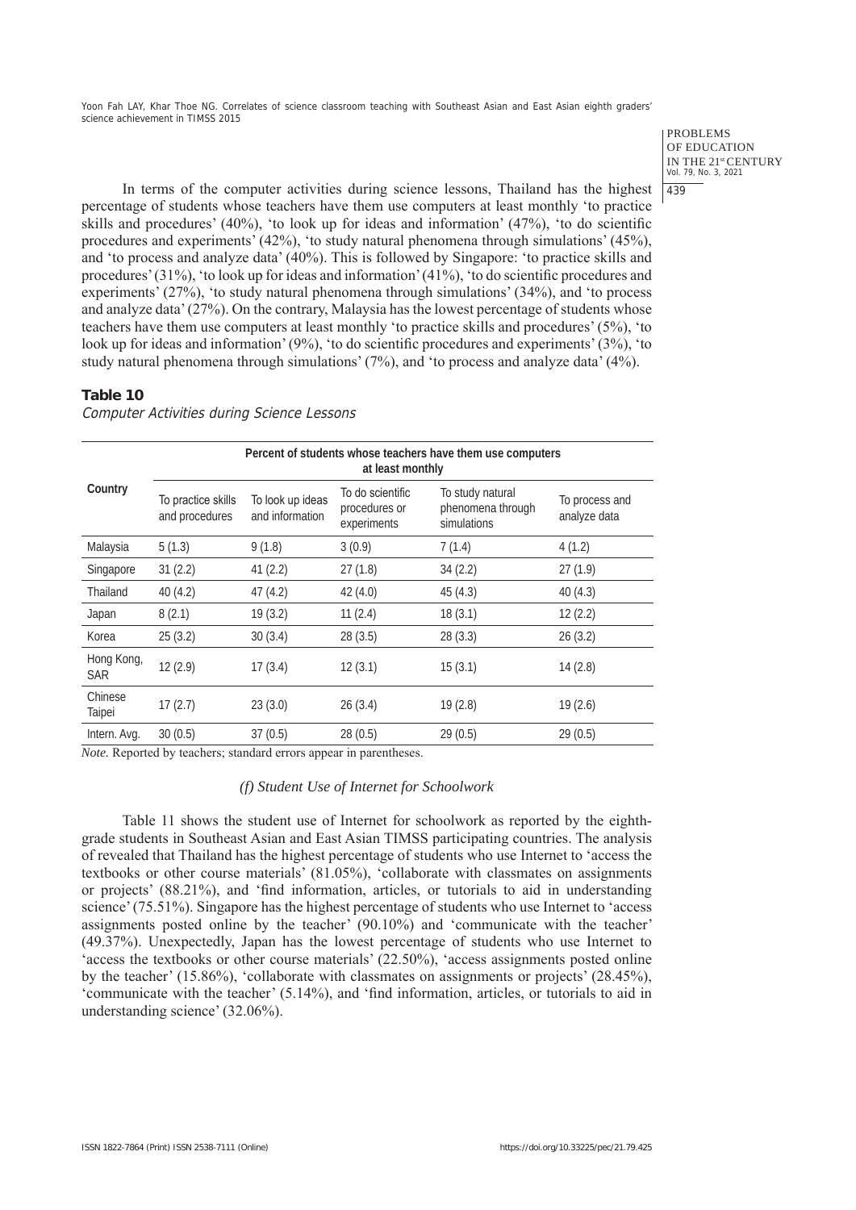In terms of the computer activities during science lessons, Thailand has the highest percentage of students whose teachers have them use computers at least monthly 'to practice skills and procedures' (40%), 'to look up for ideas and information' (47%), 'to do scientific procedures and experiments' (42%), 'to study natural phenomena through simulations' (45%), and 'to process and analyze data' (40%). This is followed by Singapore: 'to practice skills and procedures' (31%), 'to look up for ideas and information' (41%), 'to do scientific procedures and experiments' (27%), 'to study natural phenomena through simulations' (34%), and 'to process and analyze data' (27%). On the contrary, Malaysia has the lowest percentage of students whose teachers have them use computers at least monthly 'to practice skills and procedures' (5%), 'to look up for ideas and information' (9%), 'to do scientific procedures and experiments' (3%), 'to study natural phenomena through simulations' (7%), and 'to process and analyze data' (4%).

**Table 10**

*Computer Activities during Science Lessons*

| Country | Percent of students whose teachers have them use computers at least monthly | | | | |
|---|---|---|---|---|---|
| | To practice skills and procedures | To look up ideas and information | To do scientific procedures or experiments | To study natural phenomena through simulations | To process and analyze data |
| Malaysia | 5 (1.3) | 9 (1.8) | 3 (0.9) | 7 (1.4) | 4 (1.2) |
| Singapore | 31 (2.2) | 41 (2.2) | 27 (1.8) | 34 (2.2) | 27 (1.9) |
| Thailand | 40 (4.2) | 47 (4.2) | 42 (4.0) | 45 (4.3) | 40 (4.3) |
| Japan | 8 (2.1) | 19 (3.2) | 11 (2.4) | 18 (3.1) | 12 (2.2) |
| Korea | 25 (3.2) | 30 (3.4) | 28 (3.5) | 28 (3.3) | 26 (3.2) |
| Hong Kong, SAR | 12 (2.9) | 17 (3.4) | 12 (3.1) | 15 (3.1) | 14 (2.8) |
| Chinese Taipei | 17 (2.7) | 23 (3.0) | 26 (3.4) | 19 (2.8) | 19 (2.6) |
| Intern. Avg. | 30 (0.5) | 37 (0.5) | 28 (0.5) | 29 (0.5) | 29 (0.5) |

*Note.* Reported by teachers; standard errors appear in parentheses.

*(f) Student Use of Internet for Schoolwork*

Table 11 shows the student use of Internet for schoolwork as reported by the eighth-grade students in Southeast Asian and East Asian TIMSS participating countries. The analysis of revealed that Thailand has the highest percentage of students who use Internet to 'access the textbooks or other course materials' (81.05%), 'collaborate with classmates on assignments or projects' (88.21%), and 'find information, articles, or tutorials to aid in understanding science' (75.51%). Singapore has the highest percentage of students who use Internet to 'access assignments posted online by the teacher' (90.10%) and 'communicate with the teacher' (49.37%). Unexpectedly, Japan has the lowest percentage of students who use Internet to 'access the textbooks or other course materials' (22.50%), 'access assignments posted online by the teacher' (15.86%), 'collaborate with classmates on assignments or projects' (28.45%), 'communicate with the teacher' (5.14%), and 'find information, articles, or tutorials to aid in understanding science' (32.06%).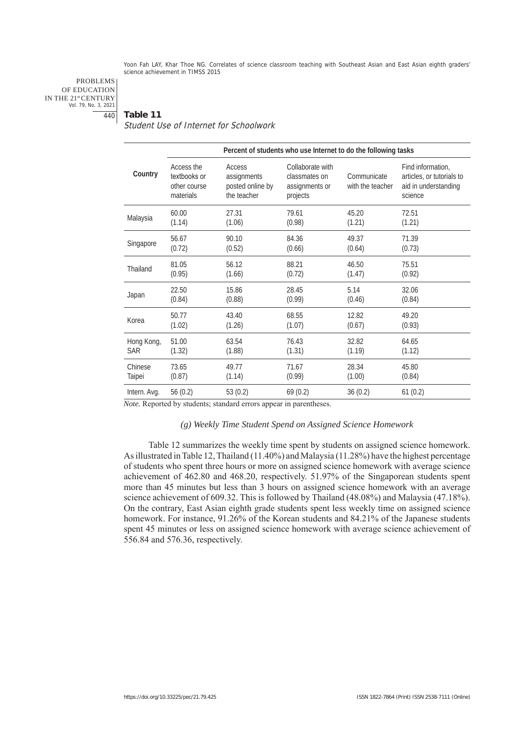**Table 11**

*Student Use of Internet for Schoolwork*

| Country | Percent of students who use Internet to do the following tasks | | | | |
|---|---|---|---|---|---|
| | Access the textbooks or other course materials | Access assignments posted online by the teacher | Collaborate with classmates on assignments or projects | Communicate with the teacher | Find information, articles, or tutorials to aid in understanding science |
| Malaysia | 60.00 (1.14) | 27.31 (1.06) | 79.61 (0.98) | 45.20 (1.21) | 72.51 (1.21) |
| Singapore | 56.67 (0.72) | 90.10 (0.52) | 84.36 (0.66) | 49.37 (0.64) | 71.39 (0.73) |
| Thailand | 81.05 (0.95) | 56.12 (1.66) | 88.21 (0.72) | 46.50 (1.47) | 75.51 (0.92) |
| Japan | 22.50 (0.84) | 15.86 (0.88) | 28.45 (0.99) | 5.14 (0.46) | 32.06 (0.84) |
| Korea | 50.77 (1.02) | 43.40 (1.26) | 68.55 (1.07) | 12.82 (0.67) | 49.20 (0.93) |
| Hong Kong, SAR | 51.00 (1.32) | 63.54 (1.88) | 76.43 (1.31) | 32.82 (1.19) | 64.65 (1.12) |
| Chinese Taipei | 73.65 (0.87) | 49.77 (1.14) | 71.67 (0.99) | 28.34 (1.00) | 45.80 (0.84) |
| Intern. Avg. | 56 (0.2) | 53 (0.2) | 69 (0.2) | 36 (0.2) | 61 (0.2) |

*Note.* Reported by students; standard errors appear in parentheses.

*(g) Weekly Time Student Spend on Assigned Science Homework*

Table 12 summarizes the weekly time spent by students on assigned science homework. As illustrated in Table 12, Thailand (11.40%) and Malaysia (11.28%) have the highest percentage of students who spent three hours or more on assigned science homework with average science achievement of 462.80 and 468.20, respectively. 51.97% of the Singaporean students spent more than 45 minutes but less than 3 hours on assigned science homework with an average science achievement of 609.32. This is followed by Thailand (48.08%) and Malaysia (47.18%). On the contrary, East Asian eighth grade students spent less weekly time on assigned science homework. For instance, 91.26% of the Korean students and 84.21% of the Japanese students spent 45 minutes or less on assigned science homework with average science achievement of 556.84 and 576.36, respectively.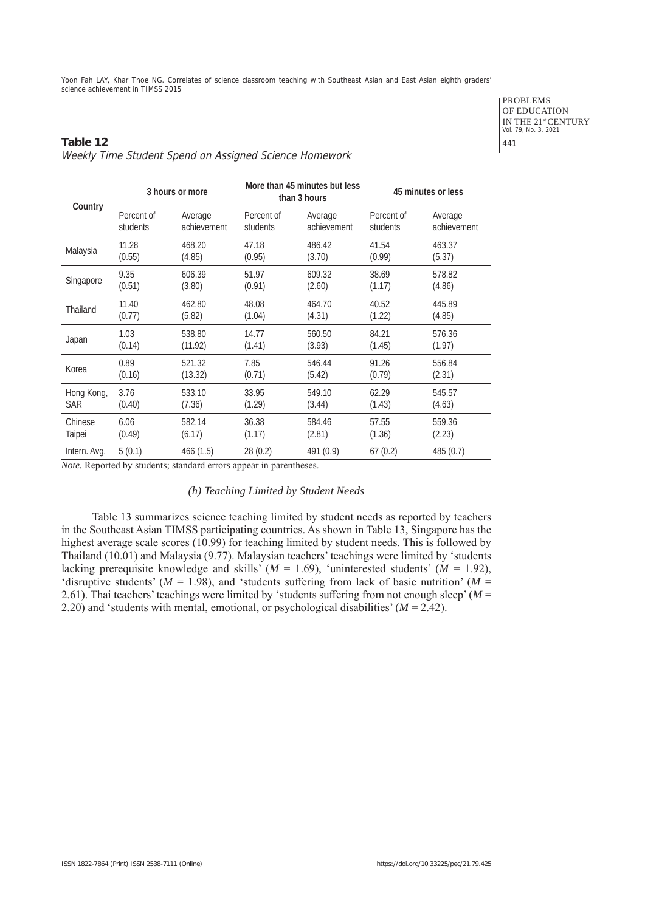**Table 12**

*Weekly Time Student Spend on Assigned Science Homework*

| Country | 3 hours or more | | More than 45 minutes but less than 3 hours | | 45 minutes or less | |
|---|---|---|---|---|---|---|
| | Percent of students | Average achievement | Percent of students | Average achievement | Percent of students | Average achievement |
| Malaysia | 11.28 (0.55) | 468.20 (4.85) | 47.18 (0.95) | 486.42 (3.70) | 41.54 (0.99) | 463.37 (5.37) |
| Singapore | 9.35 (0.51) | 606.39 (3.80) | 51.97 (0.91) | 609.32 (2.60) | 38.69 (1.17) | 578.82 (4.86) |
| Thailand | 11.40 (0.77) | 462.80 (5.82) | 48.08 (1.04) | 464.70 (4.31) | 40.52 (1.22) | 445.89 (4.85) |
| Japan | 1.03 (0.14) | 538.80 (11.92) | 14.77 (1.41) | 560.50 (3.93) | 84.21 (1.45) | 576.36 (1.97) |
| Korea | 0.89 (0.16) | 521.32 (13.32) | 7.85 (0.71) | 546.44 (5.42) | 91.26 (0.79) | 556.84 (2.31) |
| Hong Kong, SAR | 3.76 (0.40) | 533.10 (7.36) | 33.95 (1.29) | 549.10 (3.44) | 62.29 (1.43) | 545.57 (4.63) |
| Chinese Taipei | 6.06 (0.49) | 582.14 (6.17) | 36.38 (1.17) | 584.46 (2.81) | 57.55 (1.36) | 559.36 (2.23) |
| Intern. Avg. | 5 (0.1) | 466 (1.5) | 28 (0.2) | 491 (0.9) | 67 (0.2) | 485 (0.7) |

*Note.* Reported by students; standard errors appear in parentheses.

*(h) Teaching Limited by Student Needs*

Table 13 summarizes science teaching limited by student needs as reported by teachers in the Southeast Asian TIMSS participating countries. As shown in Table 13, Singapore has the highest average scale scores (10.99) for teaching limited by student needs. This is followed by Thailand (10.01) and Malaysia (9.77). Malaysian teachers' teachings were limited by 'students lacking prerequisite knowledge and skills' ($M$ = 1.69), 'uninterested students' ($M$ = 1.92), 'disruptive students' ($M$ = 1.98), and 'students suffering from lack of basic nutrition' ($M$ = 2.61). Thai teachers' teachings were limited by 'students suffering from not enough sleep' ($M$ = 2.20) and 'students with mental, emotional, or psychological disabilities' ($M$ = 2.42).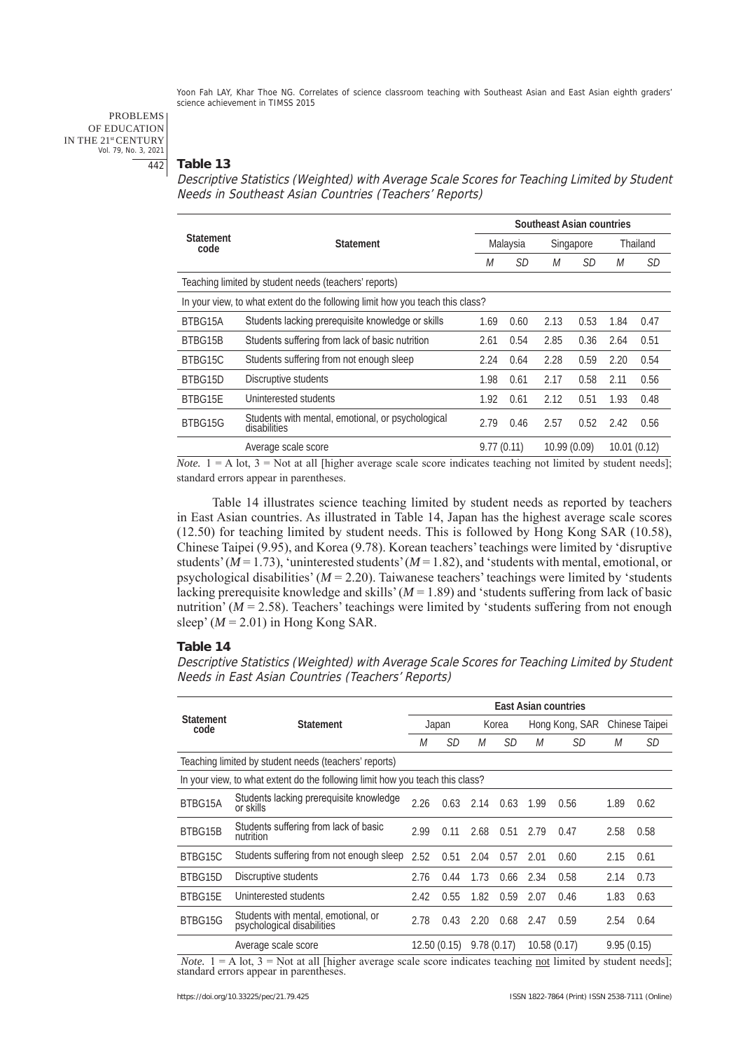**Table 13**

*Descriptive Statistics (Weighted) with Average Scale Scores for Teaching Limited by Student Needs in Southeast Asian Countries (Teachers' Reports)*

| Statement code | Statement | Southeast Asian countries | | | | | |
|---|---|---|---|---|---|---|---|
| | | Malaysia | | Singapore | | Thailand | |
| | | *M* | *SD* | *M* | *SD* | *M* | *SD* |
| Teaching limited by student needs (teachers' reports) | | | | | | | |
| In your view, to what extent do the following limit how you teach this class? | | | | | | | |
| BTBG15A | Students lacking prerequisite knowledge or skills | 1.69 | 0.60 | 2.13 | 0.53 | 1.84 | 0.47 |
| BTBG15B | Students suffering from lack of basic nutrition | 2.61 | 0.54 | 2.85 | 0.36 | 2.64 | 0.51 |
| BTBG15C | Students suffering from not enough sleep | 2.24 | 0.64 | 2.28 | 0.59 | 2.20 | 0.54 |
| BTBG15D | Discruptive students | 1.98 | 0.61 | 2.17 | 0.58 | 2.11 | 0.56 |
| BTBG15E | Uninterested students | 1.92 | 0.61 | 2.12 | 0.51 | 1.93 | 0.48 |
| BTBG15G | Students with mental, emotional, or psychological disabilities | 2.79 | 0.46 | 2.57 | 0.52 | 2.42 | 0.56 |
| | Average scale score | 9.77 (0.11) | | 10.99 (0.09) | | 10.01 (0.12) | |

*Note.* 1 = A lot, 3 = Not at all [higher average scale score indicates teaching not limited by student needs]; standard errors appear in parentheses.

Table 14 illustrates science teaching limited by student needs as reported by teachers in East Asian countries. As illustrated in Table 14, Japan has the highest average scale scores (12.50) for teaching limited by student needs. This is followed by Hong Kong SAR (10.58), Chinese Taipei (9.95), and Korea (9.78). Korean teachers' teachings were limited by 'disruptive students' ($M = 1.73$), 'uninterested students' ($M = 1.82$), and 'students with mental, emotional, or psychological disabilities' ($M = 2.20$). Taiwanese teachers' teachings were limited by 'students lacking prerequisite knowledge and skills' ($M = 1.89$) and 'students suffering from lack of basic nutrition' ($M = 2.58$). Teachers' teachings were limited by 'students suffering from not enough sleep' ($M = 2.01$) in Hong Kong SAR.

**Table 14**

*Descriptive Statistics (Weighted) with Average Scale Scores for Teaching Limited by Student Needs in East Asian Countries (Teachers' Reports)*

| Statement code | Statement | East Asian countries | | | | | | | |
|---|---|---|---|---|---|---|---|---|---|
| | | Japan | | Korea | | Hong Kong, SAR | | Chinese Taipei | |
| | | *M* | *SD* | *M* | *SD* | *M* | *SD* | *M* | *SD* |
| Teaching limited by student needs (teachers' reports) | | | | | | | | | |
| In your view, to what extent do the following limit how you teach this class? | | | | | | | | | |
| BTBG15A | Students lacking prerequisite knowledge or skills | 2.26 | 0.63 | 2.14 | 0.63 | 1.99 | 0.56 | 1.89 | 0.62 |
| BTBG15B | Students suffering from lack of basic nutrition | 2.99 | 0.11 | 2.68 | 0.51 | 2.79 | 0.47 | 2.58 | 0.58 |
| BTBG15C | Students suffering from not enough sleep | 2.52 | 0.51 | 2.04 | 0.57 | 2.01 | 0.60 | 2.15 | 0.61 |
| BTBG15D | Discruptive students | 2.76 | 0.44 | 1.73 | 0.66 | 2.34 | 0.58 | 2.14 | 0.73 |
| BTBG15E | Uninterested students | 2.42 | 0.55 | 1.82 | 0.59 | 2.07 | 0.46 | 1.83 | 0.63 |
| BTBG15G | Students with mental, emotional, or psychological disabilities | 2.78 | 0.43 | 2.20 | 0.68 | 2.47 | 0.59 | 2.54 | 0.64 |
| | Average scale score | 12.50 (0.15) | | 9.78 (0.17) | | 10.58 (0.17) | | 9.95 (0.15) | |

*Note.* 1 = A lot, 3 = Not at all [higher average scale score indicates teaching not limited by student needs]; standard errors appear in parentheses.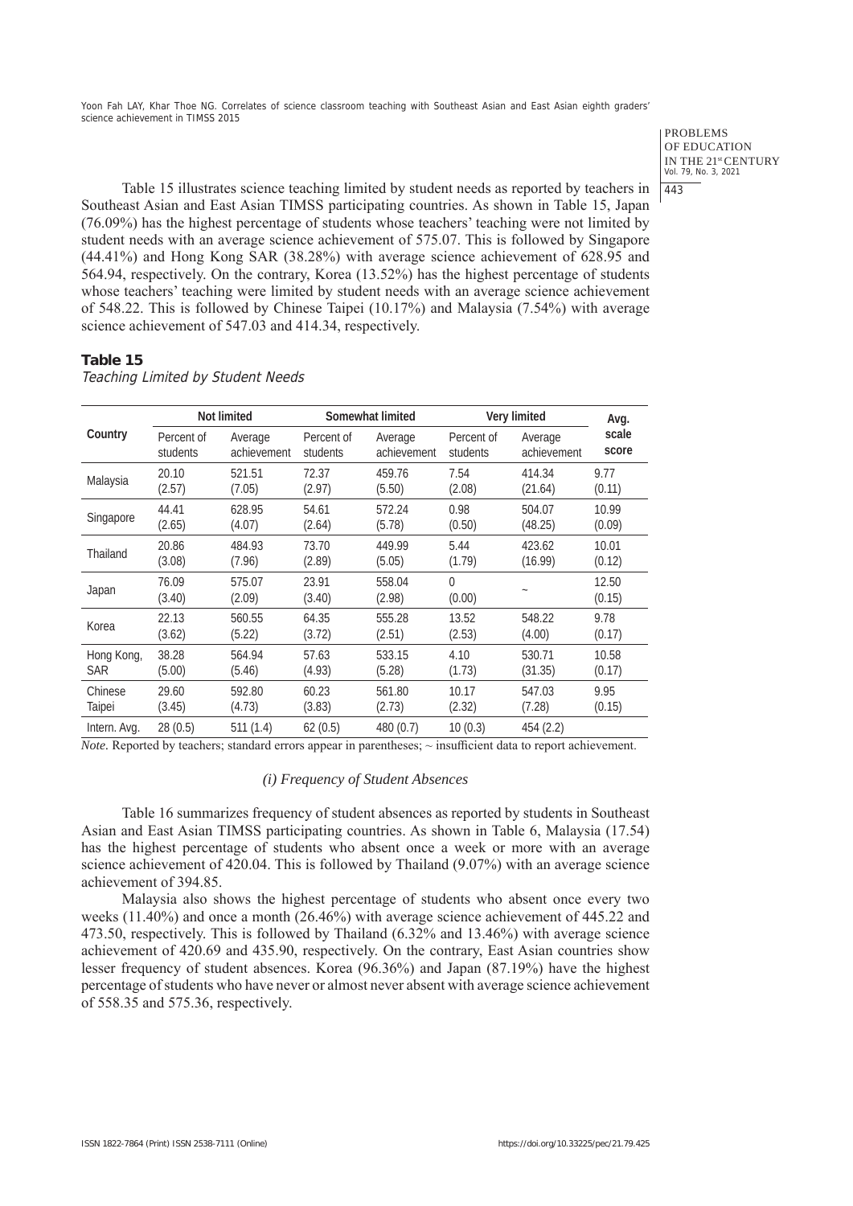Table 15 illustrates science teaching limited by student needs as reported by teachers in Southeast Asian and East Asian TIMSS participating countries. As shown in Table 15, Japan (76.09%) has the highest percentage of students whose teachers' teaching were not limited by student needs with an average science achievement of 575.07. This is followed by Singapore (44.41%) and Hong Kong SAR (38.28%) with average science achievement of 628.95 and 564.94, respectively. On the contrary, Korea (13.52%) has the highest percentage of students whose teachers' teaching were limited by student needs with an average science achievement of 548.22. This is followed by Chinese Taipei (10.17%) and Malaysia (7.54%) with average science achievement of 547.03 and 414.34, respectively.

**Table 15**

*Teaching Limited by Student Needs*

| Country | Not limited | | Somewhat limited | | Very limited | | Avg. scale score |
|---|---|---|---|---|---|---|---|
| | Percent of students | Average achievement | Percent of students | Average achievement | Percent of students | Average achievement | |
| Malaysia | 20.10 (2.57) | 521.51 (7.05) | 72.37 (2.97) | 459.76 (5.50) | 7.54 (2.08) | 414.34 (21.64) | 9.77 (0.11) |
| Singapore | 44.41 (2.65) | 628.95 (4.07) | 54.61 (2.64) | 572.24 (5.78) | 0.98 (0.50) | 504.07 (48.25) | 10.99 (0.09) |
| Thailand | 20.86 (3.08) | 484.93 (7.96) | 73.70 (2.89) | 449.99 (5.05) | 5.44 (1.79) | 423.62 (16.99) | 10.01 (0.12) |
| Japan | 76.09 (3.40) | 575.07 (2.09) | 23.91 (3.40) | 558.04 (2.98) | 0 (0.00) | ~ | 12.50 (0.15) |
| Korea | 22.13 (3.62) | 560.55 (5.22) | 64.35 (3.72) | 555.28 (2.51) | 13.52 (2.53) | 548.22 (4.00) | 9.78 (0.17) |
| Hong Kong, SAR | 38.28 (5.00) | 564.94 (5.46) | 57.63 (4.93) | 533.15 (5.28) | 4.10 (1.73) | 530.71 (31.35) | 10.58 (0.17) |
| Chinese Taipei | 29.60 (3.45) | 592.80 (4.73) | 60.23 (3.83) | 561.80 (2.73) | 10.17 (2.32) | 547.03 (7.28) | 9.95 (0.15) |
| Intern. Avg. | 28 (0.5) | 511 (1.4) | 62 (0.5) | 480 (0.7) | 10 (0.3) | 454 (2.2) | |

*Note.* Reported by teachers; standard errors appear in parentheses; ~ insufficient data to report achievement.

### *(i) Frequency of Student Absences*

Table 16 summarizes frequency of student absences as reported by students in Southeast Asian and East Asian TIMSS participating countries. As shown in Table 6, Malaysia (17.54) has the highest percentage of students who absent once a week or more with an average science achievement of 420.04. This is followed by Thailand (9.07%) with an average science achievement of 394.85.

Malaysia also shows the highest percentage of students who absent once every two weeks (11.40%) and once a month (26.46%) with average science achievement of 445.22 and 473.50, respectively. This is followed by Thailand (6.32% and 13.46%) with average science achievement of 420.69 and 435.90, respectively. On the contrary, East Asian countries show lesser frequency of student absences. Korea (96.36%) and Japan (87.19%) have the highest percentage of students who have never or almost never absent with average science achievement of 558.35 and 575.36, respectively.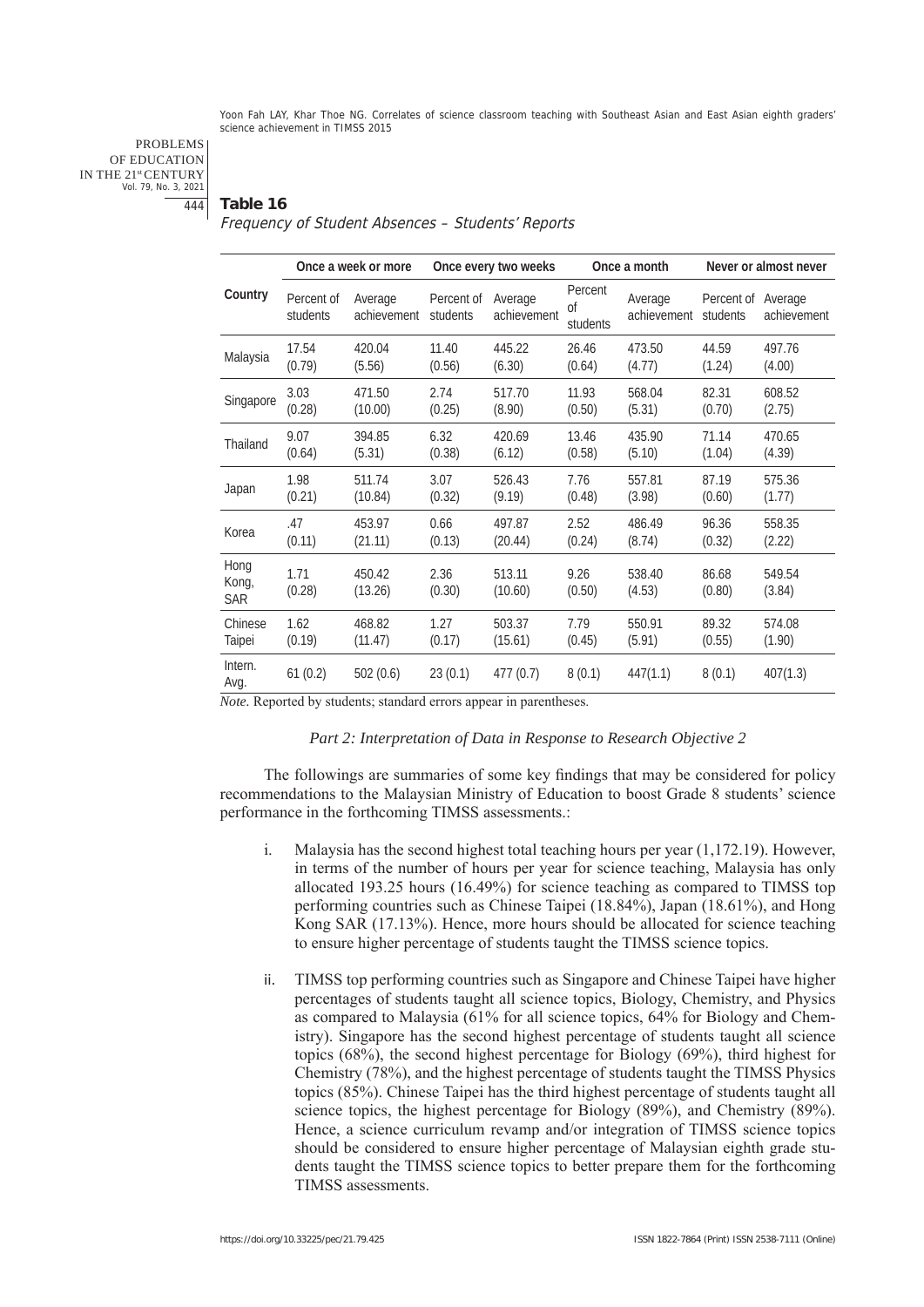**Table 16**

*Frequency of Student Absences – Students' Reports*

| Country | Once a week or more | | Once every two weeks | | Once a month | | Never or almost never | |
|---|---|---|---|---|---|---|---|---|
| | Percent of students | Average achievement | Percent of students | Average achievement | Percent of students | Average achievement | Percent of students | Average achievement |
| Malaysia | 17.54 (0.79) | 420.04 (5.56) | 11.40 (0.56) | 445.22 (6.30) | 26.46 (0.64) | 473.50 (4.77) | 44.59 (1.24) | 497.76 (4.00) |
| Singapore | 3.03 (0.28) | 471.50 (10.00) | 2.74 (0.25) | 517.70 (8.90) | 11.93 (0.50) | 568.04 (5.31) | 82.31 (0.70) | 608.52 (2.75) |
| Thailand | 9.07 (0.64) | 394.85 (5.31) | 6.32 (0.38) | 420.69 (6.12) | 13.46 (0.58) | 435.90 (5.10) | 71.14 (1.04) | 470.65 (4.39) |
| Japan | 1.98 (0.21) | 511.74 (10.84) | 3.07 (0.32) | 526.43 (9.19) | 7.76 (0.48) | 557.81 (3.98) | 87.19 (0.60) | 575.36 (1.77) |
| Korea | .47 (0.11) | 453.97 (21.11) | 0.66 (0.13) | 497.87 (20.44) | 2.52 (0.24) | 486.49 (8.74) | 96.36 (0.32) | 558.35 (2.22) |
| Hong Kong, SAR | 1.71 (0.28) | 450.42 (13.26) | 2.36 (0.30) | 513.11 (10.60) | 9.26 (0.50) | 538.40 (4.53) | 86.68 (0.80) | 549.54 (3.84) |
| Chinese Taipei | 1.62 (0.19) | 468.82 (11.47) | 1.27 (0.17) | 503.37 (15.61) | 7.79 (0.45) | 550.91 (5.91) | 89.32 (0.55) | 574.08 (1.90) |
| Intern. Avg. | 61 (0.2) | 502 (0.6) | 23 (0.1) | 477 (0.7) | 8 (0.1) | 447(1.1) | 8 (0.1) | 407(1.3) |

*Note.* Reported by students; standard errors appear in parentheses.

*Part 2: Interpretation of Data in Response to Research Objective 2*

The followings are summaries of some key findings that may be considered for policy recommendations to the Malaysian Ministry of Education to boost Grade 8 students' science performance in the forthcoming TIMSS assessments.:

i. Malaysia has the second highest total teaching hours per year (1,172.19). However, in terms of the number of hours per year for science teaching, Malaysia has only allocated 193.25 hours (16.49%) for science teaching as compared to TIMSS top performing countries such as Chinese Taipei (18.84%), Japan (18.61%), and Hong Kong SAR (17.13%). Hence, more hours should be allocated for science teaching to ensure higher percentage of students taught the TIMSS science topics.

ii. TIMSS top performing countries such as Singapore and Chinese Taipei have higher percentages of students taught all science topics, Biology, Chemistry, and Physics as compared to Malaysia (61% for all science topics, 64% for Biology and Chemistry). Singapore has the second highest percentage of students taught all science topics (68%), the second highest percentage for Biology (69%), third highest for Chemistry (78%), and the highest percentage of students taught the TIMSS Physics topics (85%). Chinese Taipei has the third highest percentage of students taught all science topics, the highest percentage for Biology (89%), and Chemistry (89%). Hence, a science curriculum revamp and/or integration of TIMSS science topics should be considered to ensure higher percentage of Malaysian eighth grade students taught the TIMSS science topics to better prepare them for the forthcoming TIMSS assessments.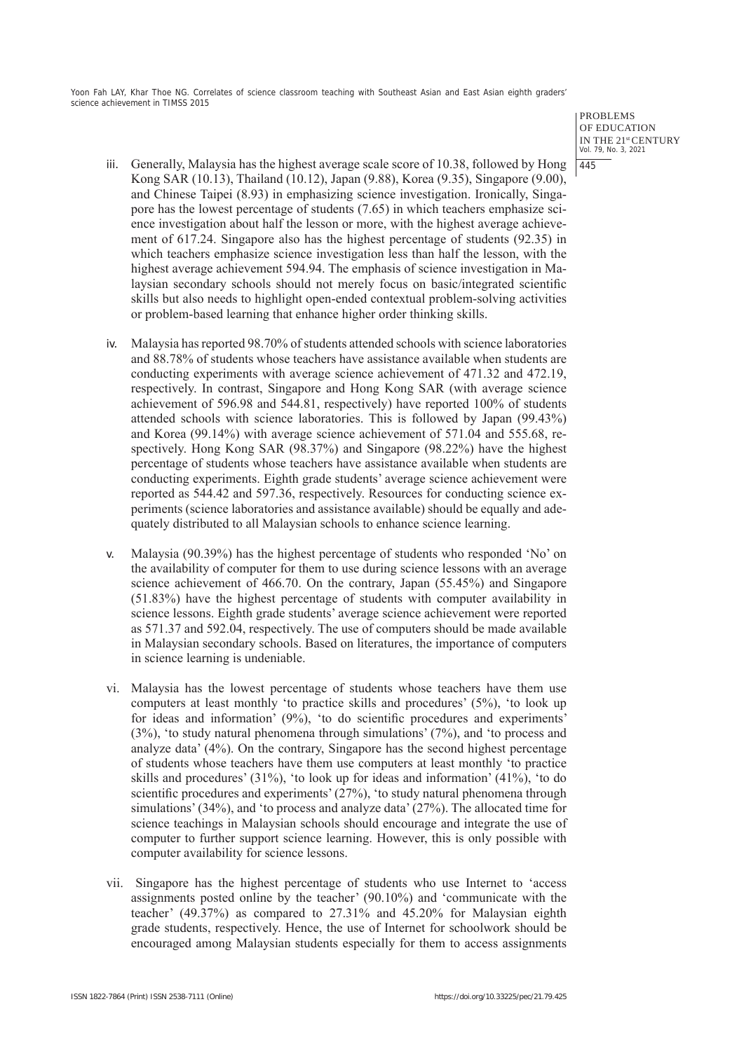iii. Generally, Malaysia has the highest average scale score of 10.38, followed by Hong Kong SAR (10.13), Thailand (10.12), Japan (9.88), Korea (9.35), Singapore (9.00), and Chinese Taipei (8.93) in emphasizing science investigation. Ironically, Singapore has the lowest percentage of students (7.65) in which teachers emphasize science investigation about half the lesson or more, with the highest average achievement of 617.24. Singapore also has the highest percentage of students (92.35) in which teachers emphasize science investigation less than half the lesson, with the highest average achievement 594.94. The emphasis of science investigation in Malaysian secondary schools should not merely focus on basic/integrated scientific skills but also needs to highlight open-ended contextual problem-solving activities or problem-based learning that enhance higher order thinking skills.

iv. Malaysia has reported 98.70% of students attended schools with science laboratories and 88.78% of students whose teachers have assistance available when students are conducting experiments with average science achievement of 471.32 and 472.19, respectively. In contrast, Singapore and Hong Kong SAR (with average science achievement of 596.98 and 544.81, respectively) have reported 100% of students attended schools with science laboratories. This is followed by Japan (99.43%) and Korea (99.14%) with average science achievement of 571.04 and 555.68, respectively. Hong Kong SAR (98.37%) and Singapore (98.22%) have the highest percentage of students whose teachers have assistance available when students are conducting experiments. Eighth grade students' average science achievement were reported as 544.42 and 597.36, respectively. Resources for conducting science experiments (science laboratories and assistance available) should be equally and adequately distributed to all Malaysian schools to enhance science learning.

v. Malaysia (90.39%) has the highest percentage of students who responded 'No' on the availability of computer for them to use during science lessons with an average science achievement of 466.70. On the contrary, Japan (55.45%) and Singapore (51.83%) have the highest percentage of students with computer availability in science lessons. Eighth grade students' average science achievement were reported as 571.37 and 592.04, respectively. The use of computers should be made available in Malaysian secondary schools. Based on literatures, the importance of computers in science learning is undeniable.

vi. Malaysia has the lowest percentage of students whose teachers have them use computers at least monthly 'to practice skills and procedures' (5%), 'to look up for ideas and information' (9%), 'to do scientific procedures and experiments' (3%), 'to study natural phenomena through simulations' (7%), and 'to process and analyze data' (4%). On the contrary, Singapore has the second highest percentage of students whose teachers have them use computers at least monthly 'to practice skills and procedures' (31%), 'to look up for ideas and information' (41%), 'to do scientific procedures and experiments' (27%), 'to study natural phenomena through simulations' (34%), and 'to process and analyze data' (27%). The allocated time for science teachings in Malaysian schools should encourage and integrate the use of computer to further support science learning. However, this is only possible with computer availability for science lessons.

vii. Singapore has the highest percentage of students who use Internet to 'access assignments posted online by the teacher' (90.10%) and 'communicate with the teacher' (49.37%) as compared to 27.31% and 45.20% for Malaysian eighth grade students, respectively. Hence, the use of Internet for schoolwork should be encouraged among Malaysian students especially for them to access assignments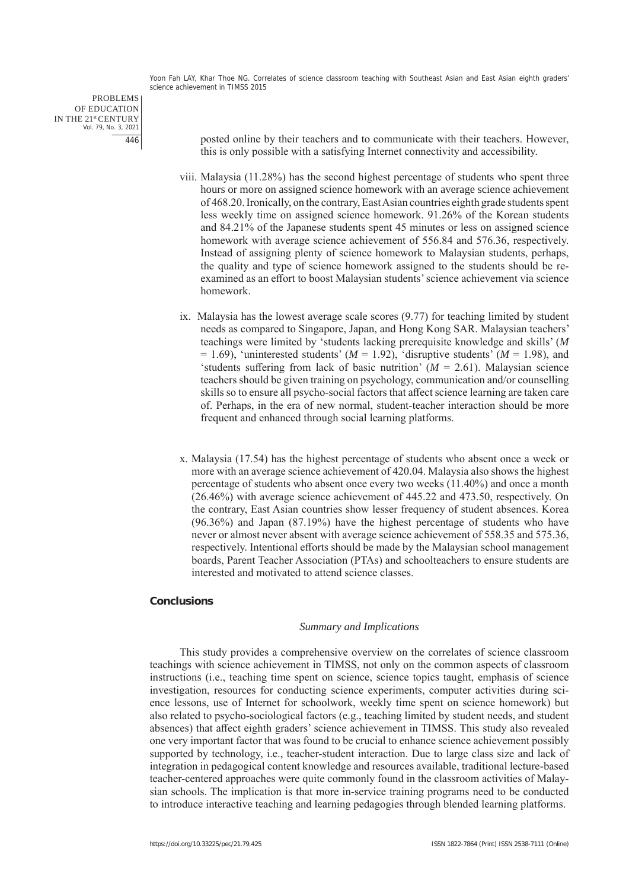posted online by their teachers and to communicate with their teachers. However, this is only possible with a satisfying Internet connectivity and accessibility.

viii. Malaysia (11.28%) has the second highest percentage of students who spent three hours or more on assigned science homework with an average science achievement of 468.20. Ironically, on the contrary, East Asian countries eighth grade students spent less weekly time on assigned science homework. 91.26% of the Korean students and 84.21% of the Japanese students spent 45 minutes or less on assigned science homework with average science achievement of 556.84 and 576.36, respectively. Instead of assigning plenty of science homework to Malaysian students, perhaps, the quality and type of science homework assigned to the students should be re-examined as an effort to boost Malaysian students' science achievement via science homework.

ix. Malaysia has the lowest average scale scores (9.77) for teaching limited by student needs as compared to Singapore, Japan, and Hong Kong SAR. Malaysian teachers' teachings were limited by 'students lacking prerequisite knowledge and skills' ($M = 1.69$), 'uninterested students' ($M = 1.92$), 'disruptive students' ($M = 1.98$), and 'students suffering from lack of basic nutrition' ($M = 2.61$). Malaysian science teachers should be given training on psychology, communication and/or counselling skills so to ensure all psycho-social factors that affect science learning are taken care of. Perhaps, in the era of new normal, student-teacher interaction should be more frequent and enhanced through social learning platforms.

x. Malaysia (17.54) has the highest percentage of students who absent once a week or more with an average science achievement of 420.04. Malaysia also shows the highest percentage of students who absent once every two weeks (11.40%) and once a month (26.46%) with average science achievement of 445.22 and 473.50, respectively. On the contrary, East Asian countries show lesser frequency of student absences. Korea (96.36%) and Japan (87.19%) have the highest percentage of students who have never or almost never absent with average science achievement of 558.35 and 575.36, respectively. Intentional efforts should be made by the Malaysian school management boards, Parent Teacher Association (PTAs) and schoolteachers to ensure students are interested and motivated to attend science classes.

## Conclusions

### *Summary and Implications*

This study provides a comprehensive overview on the correlates of science classroom teachings with science achievement in TIMSS, not only on the common aspects of classroom instructions (i.e., teaching time spent on science, science topics taught, emphasis of science investigation, resources for conducting science experiments, computer activities during science lessons, use of Internet for schoolwork, weekly time spent on science homework) but also related to psycho-sociological factors (e.g., teaching limited by student needs, and student absences) that affect eighth graders' science achievement in TIMSS. This study also revealed one very important factor that was found to be crucial to enhance science achievement possibly supported by technology, i.e., teacher-student interaction. Due to large class size and lack of integration in pedagogical content knowledge and resources available, traditional lecture-based teacher-centered approaches were quite commonly found in the classroom activities of Malaysian schools. The implication is that more in-service training programs need to be conducted to introduce interactive teaching and learning pedagogies through blended learning platforms.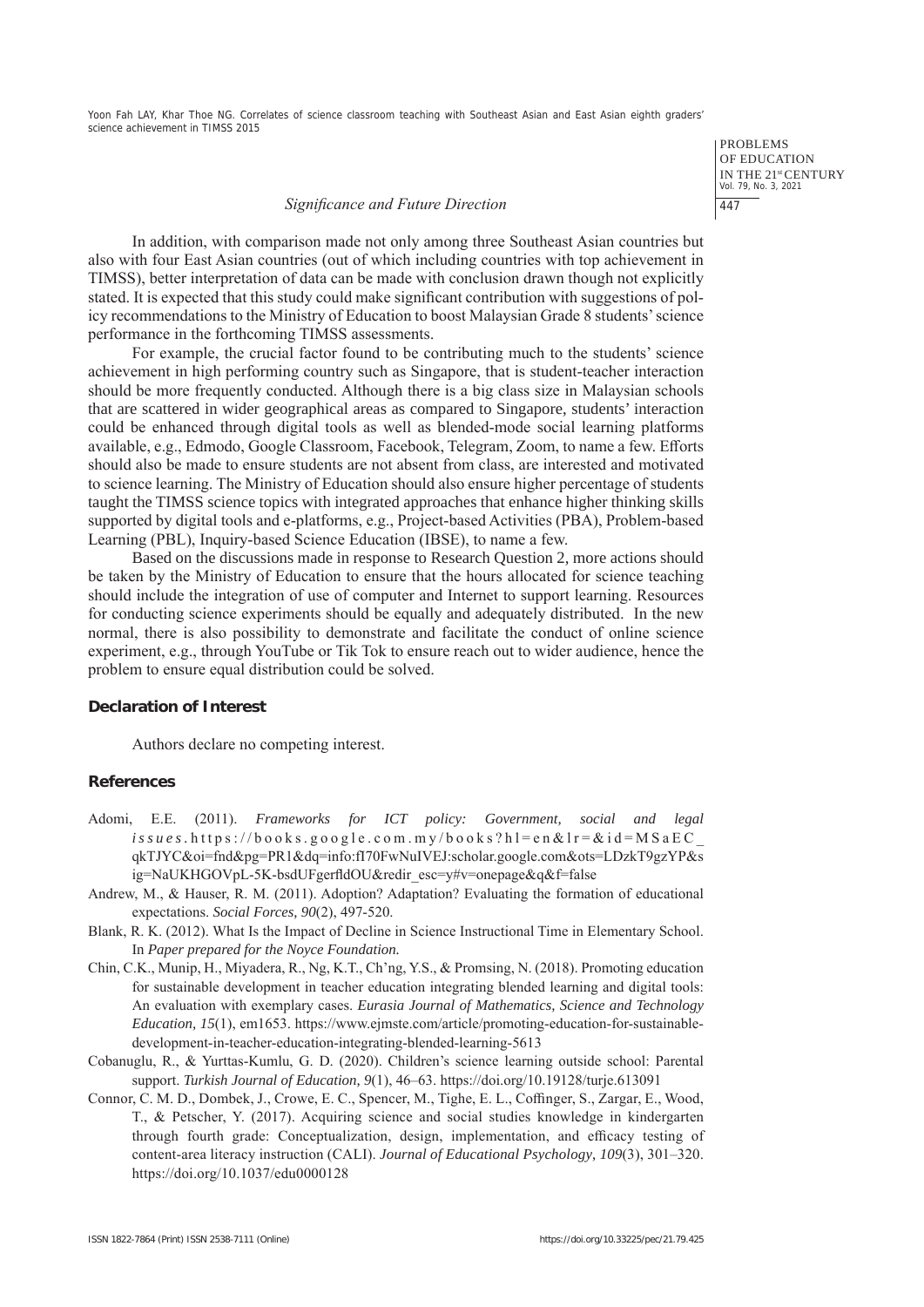*Significance and Future Direction*

In addition, with comparison made not only among three Southeast Asian countries but also with four East Asian countries (out of which including countries with top achievement in TIMSS), better interpretation of data can be made with conclusion drawn though not explicitly stated. It is expected that this study could make significant contribution with suggestions of policy recommendations to the Ministry of Education to boost Malaysian Grade 8 students' science performance in the forthcoming TIMSS assessments.

For example, the crucial factor found to be contributing much to the students' science achievement in high performing country such as Singapore, that is student-teacher interaction should be more frequently conducted. Although there is a big class size in Malaysian schools that are scattered in wider geographical areas as compared to Singapore, students' interaction could be enhanced through digital tools as well as blended-mode social learning platforms available, e.g., Edmodo, Google Classroom, Facebook, Telegram, Zoom, to name a few. Efforts should also be made to ensure students are not absent from class, are interested and motivated to science learning. The Ministry of Education should also ensure higher percentage of students taught the TIMSS science topics with integrated approaches that enhance higher thinking skills supported by digital tools and e-platforms, e.g., Project-based Activities (PBA), Problem-based Learning (PBL), Inquiry-based Science Education (IBSE), to name a few.

Based on the discussions made in response to Research Question 2, more actions should be taken by the Ministry of Education to ensure that the hours allocated for science teaching should include the integration of use of computer and Internet to support learning. Resources for conducting science experiments should be equally and adequately distributed. In the new normal, there is also possibility to demonstrate and facilitate the conduct of online science experiment, e.g., through YouTube or Tik Tok to ensure reach out to wider audience, hence the problem to ensure equal distribution could be solved.

## Declaration of Interest

Authors declare no competing interest.

## References

Adomi, E.E. (2011). *Frameworks for ICT policy: Government, social and legal issues*. https://books.google.com.my/books?hl=en&lr=&id=MSaEC_qkTJYC&oi=fnd&pg=PR1&dq=info:fI70FwNuIVEJ:scholar.google.com&ots=LDzkT9gzYP&sig=NaUKHGOVpL-5K-bsdUFgerfldOU&redir_esc=y#v=onepage&q&f=false

Andrew, M., & Hauser, R. M. (2011). Adoption? Adaptation? Evaluating the formation of educational expectations. *Social Forces, 90*(2), 497-520.

Blank, R. K. (2012). What Is the Impact of Decline in Science Instructional Time in Elementary School. In *Paper prepared for the Noyce Foundation.*

Chin, C.K., Munip, H., Miyadera, R., Ng, K.T., Ch'ng, Y.S., & Promsing, N. (2018). Promoting education for sustainable development in teacher education integrating blended learning and digital tools: An evaluation with exemplary cases. *Eurasia Journal of Mathematics, Science and Technology Education, 15*(1), em1653. https://www.ejmste.com/article/promoting-education-for-sustainable-development-in-teacher-education-integrating-blended-learning-5613

Cobanuglu, R., & Yurttas-Kumlu, G. D. (2020). Children's science learning outside school: Parental support. *Turkish Journal of Education, 9*(1), 46–63. https://doi.org/10.19128/turje.613091

Connor, C. M. D., Dombek, J., Crowe, E. C., Spencer, M., Tighe, E. L., Coffinger, S., Zargar, E., Wood, T., & Petscher, Y. (2017). Acquiring science and social studies knowledge in kindergarten through fourth grade: Conceptualization, design, implementation, and efficacy testing of content-area literacy instruction (CALI). *Journal of Educational Psychology, 109*(3), 301–320. https://doi.org/10.1037/edu0000128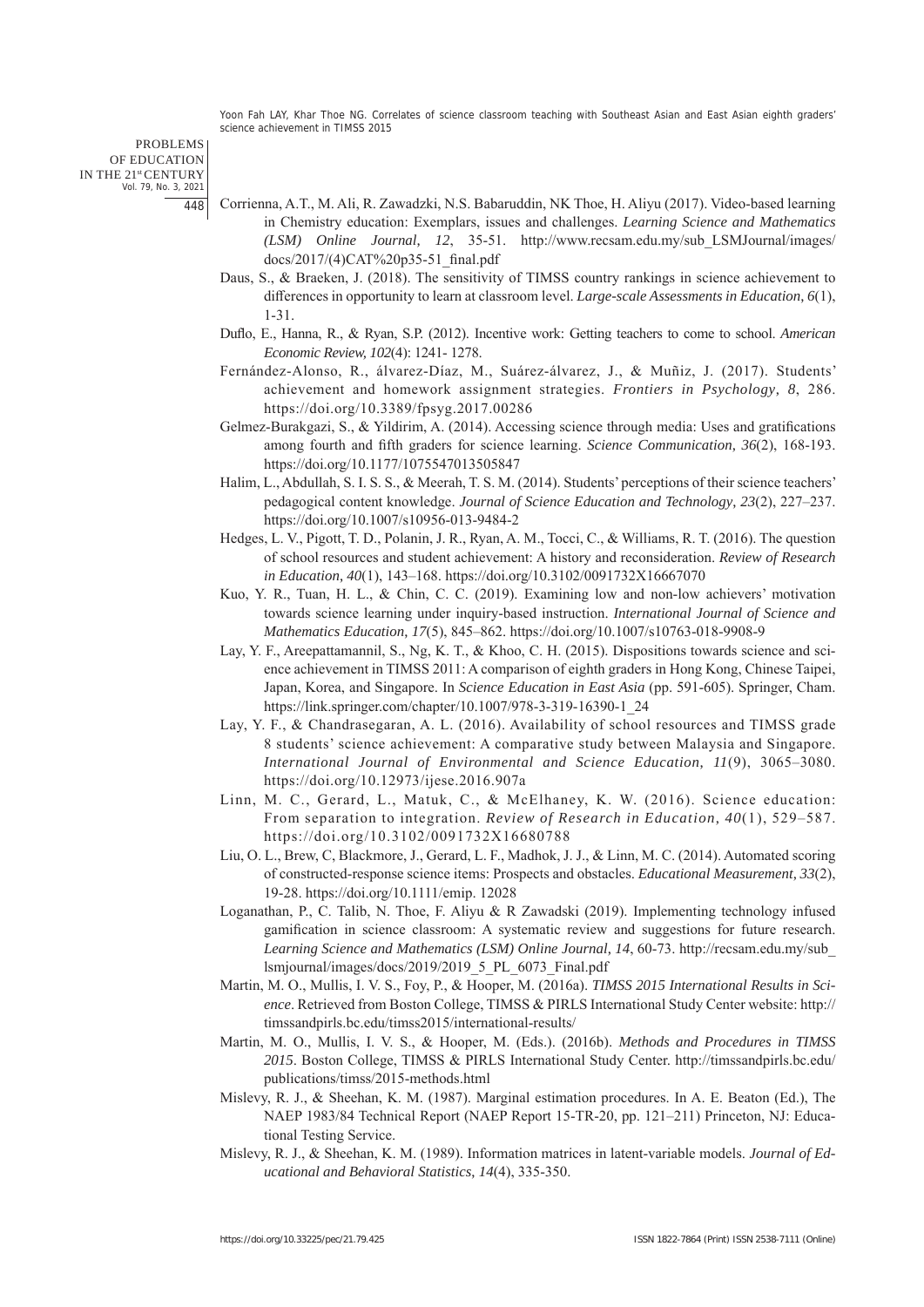Corrienna, A.T., M. Ali, R. Zawadzki, N.S. Babaruddin, NK Thoe, H. Aliyu (2017). Video-based learning in Chemistry education: Exemplars, issues and challenges. *Learning Science and Mathematics (LSM) Online Journal, 12*, 35-51. http://www.recsam.edu.my/sub_LSMJournal/images/docs/2017/(4)CAT%20p35-51_final.pdf

Daus, S., & Braeken, J. (2018). The sensitivity of TIMSS country rankings in science achievement to differences in opportunity to learn at classroom level. *Large-scale Assessments in Education, 6*(1), 1-31.

Duflo, E., Hanna, R., & Ryan, S.P. (2012). Incentive work: Getting teachers to come to school. *American Economic Review, 102*(4): 1241- 1278.

Fernández-Alonso, R., álvarez-Díaz, M., Suárez-álvarez, J., & Muñiz, J. (2017). Students' achievement and homework assignment strategies. *Frontiers in Psychology, 8*, 286. https://doi.org/10.3389/fpsyg.2017.00286

Gelmez-Burakgazi, S., & Yildirim, A. (2014). Accessing science through media: Uses and gratifications among fourth and fifth graders for science learning. *Science Communication, 36*(2), 168-193. https://doi.org/10.1177/1075547013505847

Halim, L., Abdullah, S. I. S. S., & Meerah, T. S. M. (2014). Students' perceptions of their science teachers' pedagogical content knowledge. *Journal of Science Education and Technology, 23*(2), 227–237. https://doi.org/10.1007/s10956-013-9484-2

Hedges, L. V., Pigott, T. D., Polanin, J. R., Ryan, A. M., Tocci, C., & Williams, R. T. (2016). The question of school resources and student achievement: A history and reconsideration. *Review of Research in Education, 40*(1), 143–168. https://doi.org/10.3102/0091732X16667070

Kuo, Y. R., Tuan, H. L., & Chin, C. C. (2019). Examining low and non-low achievers' motivation towards science learning under inquiry-based instruction. *International Journal of Science and Mathematics Education, 17*(5), 845–862. https://doi.org/10.1007/s10763-018-9908-9

Lay, Y. F., Areepattamannil, S., Ng, K. T., & Khoo, C. H. (2015). Dispositions towards science and science achievement in TIMSS 2011: A comparison of eighth graders in Hong Kong, Chinese Taipei, Japan, Korea, and Singapore. In *Science Education in East Asia* (pp. 591-605). Springer, Cham. https://link.springer.com/chapter/10.1007/978-3-319-16390-1_24

Lay, Y. F., & Chandrasegaran, A. L. (2016). Availability of school resources and TIMSS grade 8 students' science achievement: A comparative study between Malaysia and Singapore. *International Journal of Environmental and Science Education, 11*(9), 3065–3080. https://doi.org/10.12973/ijese.2016.907a

Linn, M. C., Gerard, L., Matuk, C., & McElhaney, K. W. (2016). Science education: From separation to integration. *Review of Research in Education, 40*(1), 529–587. https://doi.org/10.3102/0091732X16680788

Liu, O. L., Brew, C, Blackmore, J., Gerard, L. F., Madhok, J. J., & Linn, M. C. (2014). Automated scoring of constructed-response science items: Prospects and obstacles. *Educational Measurement, 33*(2), 19-28. https://doi.org/10.1111/emip. 12028

Loganathan, P., C. Talib, N. Thoe, F. Aliyu & R Zawadski (2019). Implementing technology infused gamification in science classroom: A systematic review and suggestions for future research. *Learning Science and Mathematics (LSM) Online Journal, 14*, 60-73. http://recsam.edu.my/sub_lsmjournal/images/docs/2019/2019_5_PL_6073_Final.pdf

Martin, M. O., Mullis, I. V. S., Foy, P., & Hooper, M. (2016a). *TIMSS 2015 International Results in Science*. Retrieved from Boston College, TIMSS & PIRLS International Study Center website: http://timssandpirls.bc.edu/timss2015/international-results/

Martin, M. O., Mullis, I. V. S., & Hooper, M. (Eds.). (2016b). *Methods and Procedures in TIMSS 2015*. Boston College, TIMSS & PIRLS International Study Center. http://timssandpirls.bc.edu/publications/timss/2015-methods.html

Mislevy, R. J., & Sheehan, K. M. (1987). Marginal estimation procedures. In A. E. Beaton (Ed.), The NAEP 1983/84 Technical Report (NAEP Report 15-TR-20, pp. 121–211) Princeton, NJ: Educational Testing Service.

Mislevy, R. J., & Sheehan, K. M. (1989). Information matrices in latent-variable models. *Journal of Educational and Behavioral Statistics, 14*(4), 335-350.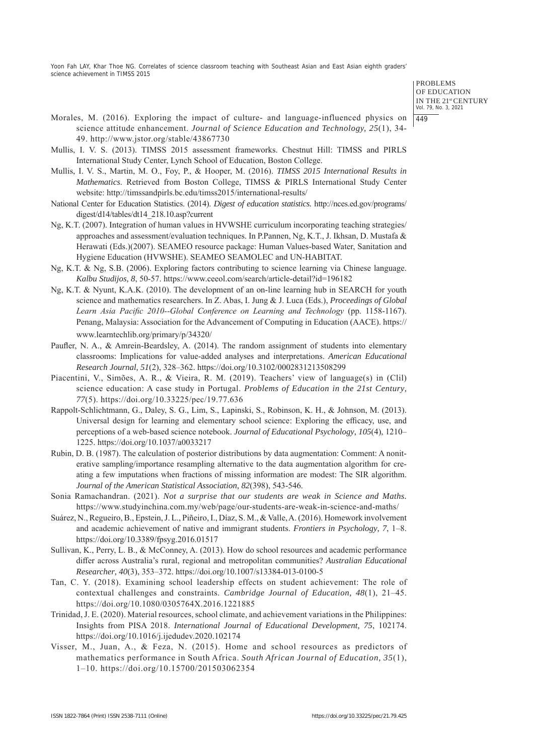Morales, M. (2016). Exploring the impact of culture- and language-influenced physics on science attitude enhancement. *Journal of Science Education and Technology, 25*(1), 34-49. http://www.jstor.org/stable/43867730

Mullis, I. V. S. (2013). TIMSS 2015 assessment frameworks. Chestnut Hill: TIMSS and PIRLS International Study Center, Lynch School of Education, Boston College.

Mullis, I. V. S., Martin, M. O., Foy, P., & Hooper, M. (2016). *TIMSS 2015 International Results in Mathematics*. Retrieved from Boston College, TIMSS & PIRLS International Study Center website: http://timssandpirls.bc.edu/timss2015/international-results/

National Center for Education Statistics. (2014). *Digest of education statistics.* http://nces.ed.gov/programs/digest/d14/tables/dt14_218.10.asp?current

Ng, K.T. (2007). Integration of human values in HVWSHE curriculum incorporating teaching strategies/approaches and assessment/evaluation techniques. In P.Pannen, Ng, K.T., J. Ikhsan, D. Mustafa & Herawati (Eds.)(2007). SEAMEO resource package: Human Values-based Water, Sanitation and Hygiene Education (HVWSHE). SEAMEO SEAMOLEC and UN-HABITAT.

Ng, K.T. & Ng, S.B. (2006). Exploring factors contributing to science learning via Chinese language. *Kalbu Studijos, 8*, 50-57. https://www.ceeol.com/search/article-detail?id=196182

Ng, K.T. & Nyunt, K.A.K. (2010). The development of an on-line learning hub in SEARCH for youth science and mathematics researchers. In Z. Abas, I. Jung & J. Luca (Eds.), *Proceedings of Global Learn Asia Pacific 2010--Global Conference on Learning and Technology* (pp. 1158-1167). Penang, Malaysia: Association for the Advancement of Computing in Education (AACE). https://www.learntechlib.org/primary/p/34320/

Paufler, N. A., & Amrein-Beardsley, A. (2014). The random assignment of students into elementary classrooms: Implications for value-added analyses and interpretations. *American Educational Research Journal, 51*(2), 328–362. https://doi.org/10.3102/0002831213508299

Piacentini, V., Simões, A. R., & Vieira, R. M. (2019). Teachers' view of language(s) in (Clil) science education: A case study in Portugal. *Problems of Education in the 21st Century, 77*(5). https://doi.org/10.33225/pec/19.77.636

Rappolt-Schlichtmann, G., Daley, S. G., Lim, S., Lapinski, S., Robinson, K. H., & Johnson, M. (2013). Universal design for learning and elementary school science: Exploring the efficacy, use, and perceptions of a web-based science notebook. *Journal of Educational Psychology, 105*(4), 1210–1225. https://doi.org/10.1037/a0033217

Rubin, D. B. (1987). The calculation of posterior distributions by data augmentation: Comment: A noniterative sampling/importance resampling alternative to the data augmentation algorithm for creating a few imputations when fractions of missing information are modest: The SIR algorithm. *Journal of the American Statistical Association, 82*(398), 543-546.

Sonia Ramachandran. (2021). *Not a surprise that our students are weak in Science and Maths*. https://www.studyinchina.com.my/web/page/our-students-are-weak-in-science-and-maths/

Suárez, N., Regueiro, B., Epstein, J. L., Piñeiro, I., Díaz, S. M., & Valle, A. (2016). Homework involvement and academic achievement of native and immigrant students. *Frontiers in Psychology, 7*, 1–8. https://doi.org/10.3389/fpsyg.2016.01517

Sullivan, K., Perry, L. B., & McConney, A. (2013). How do school resources and academic performance differ across Australia's rural, regional and metropolitan communities? *Australian Educational Researcher, 40*(3), 353–372. https://doi.org/10.1007/s13384-013-0100-5

Tan, C. Y. (2018). Examining school leadership effects on student achievement: The role of contextual challenges and constraints. *Cambridge Journal of Education, 48*(1), 21–45. https://doi.org/10.1080/0305764X.2016.1221885

Trinidad, J. E. (2020). Material resources, school climate, and achievement variations in the Philippines: Insights from PISA 2018. *International Journal of Educational Development, 75*, 102174. https://doi.org/10.1016/j.ijedudev.2020.102174

Visser, M., Juan, A., & Feza, N. (2015). Home and school resources as predictors of mathematics performance in South Africa. *South African Journal of Education, 35*(1), 1–10. https://doi.org/10.15700/201503062354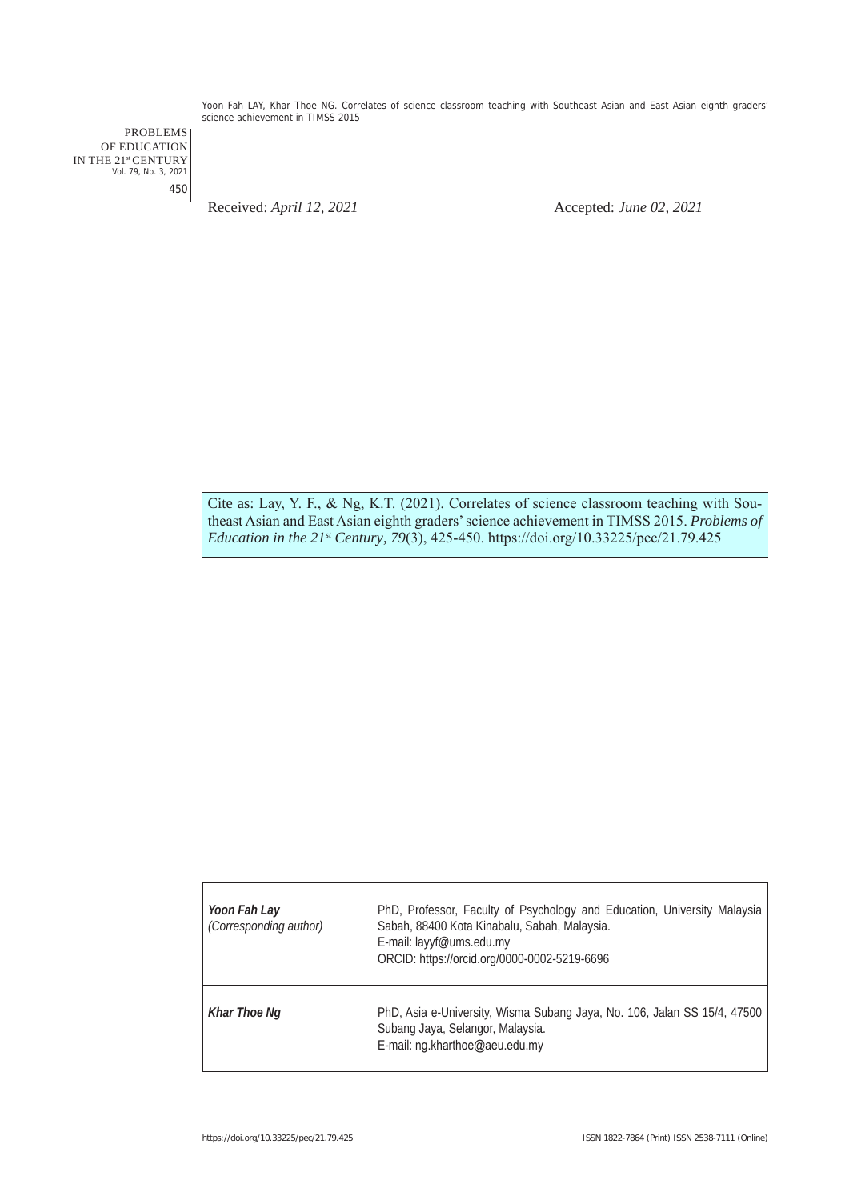Received: *April 12, 2021*    Accepted: *June 02, 2021*

Cite as: Lay, Y. F., & Ng, K.T. (2021). Correlates of science classroom teaching with Southeast Asian and East Asian eighth graders' science achievement in TIMSS 2015. *Problems of Education in the 21st Century, 79*(3), 425-450. https://doi.org/10.33225/pec/21.79.425

| | |
|---|---|
| ***Yoon Fah Lay*** *(Corresponding author)* | PhD, Professor, Faculty of Psychology and Education, University Malaysia Sabah, 88400 Kota Kinabalu, Sabah, Malaysia. E-mail: layyf@ums.edu.my ORCID: https://orcid.org/0000-0002-5219-6696 |
| ***Khar Thoe Ng*** | PhD, Asia e-University, Wisma Subang Jaya, No. 106, Jalan SS 15/4, 47500 Subang Jaya, Selangor, Malaysia. E-mail: ng.kharthoe@aeu.edu.my |